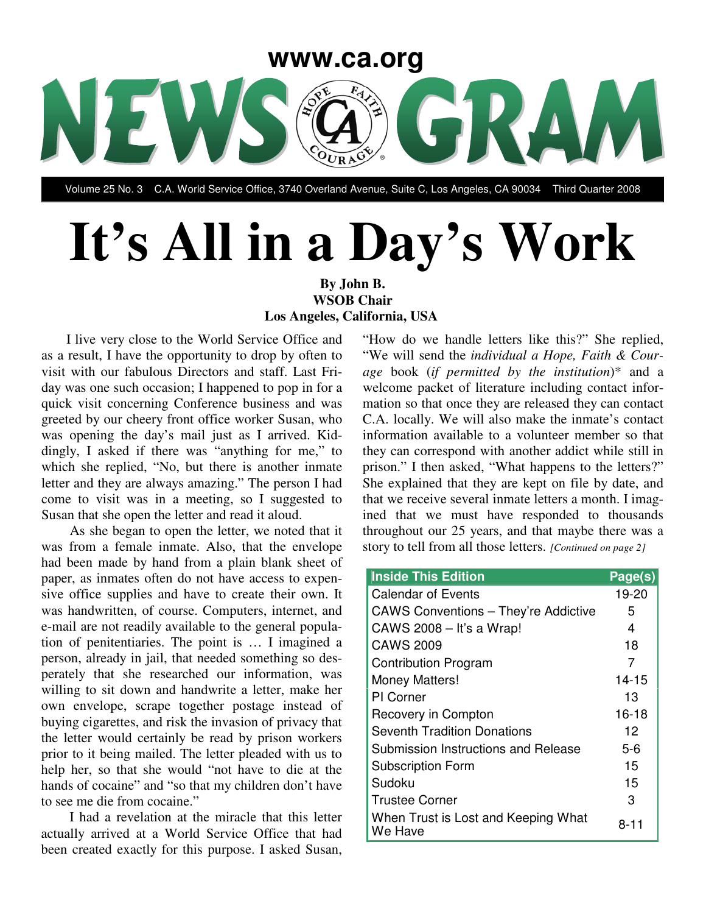www.ca.org

# NEWS GRAM

Volume 25 No. 3 C.A. World Service Office, 3740 Overland Avenue, Suite C, Los Angeles, CA 90034 Third Quarter 2008

# It's All in a Day's Work

**By John B.**
**WSOB Chair**
**Los Angeles, California, USA**

I live very close to the World Service Office and as a result, I have the opportunity to drop by often to visit with our fabulous Directors and staff. Last Friday was one such occasion; I happened to pop in for a quick visit concerning Conference business and was greeted by our cheery front office worker Susan, who was opening the day's mail just as I arrived. Kiddingly, I asked if there was "anything for me," to which she replied, "No, but there is another inmate letter and they are always amazing." The person I had come to visit was in a meeting, so I suggested to Susan that she open the letter and read it aloud.

As she began to open the letter, we noted that it was from a female inmate. Also, that the envelope had been made by hand from a plain blank sheet of paper, as inmates often do not have access to expensive office supplies and have to create their own. It was handwritten, of course. Computers, internet, and e-mail are not readily available to the general population of penitentiaries. The point is … I imagined a person, already in jail, that needed something so desperately that she researched our information, was willing to sit down and handwrite a letter, make her own envelope, scrape together postage instead of buying cigarettes, and risk the invasion of privacy that the letter would certainly be read by prison workers prior to it being mailed. The letter pleaded with us to help her, so that she would "not have to die at the hands of cocaine" and "so that my children don't have to see me die from cocaine."

I had a revelation at the miracle that this letter actually arrived at a World Service Office that had been created exactly for this purpose. I asked Susan, "How do we handle letters like this?" She replied, "We will send the *individual a Hope, Faith & Courage* book (*if permitted by the institution*)* and a welcome packet of literature including contact information so that once they are released they can contact C.A. locally. We will also make the inmate's contact information available to a volunteer member so that they can correspond with another addict while still in prison." I then asked, "What happens to the letters?" She explained that they are kept on file by date, and that we receive several inmate letters a month. I imagined that we must have responded to thousands throughout our 25 years, and that maybe there was a story to tell from all those letters. *[Continued on page 2]*

| Inside This Edition | Page(s) |
|---|---|
| Calendar of Events | 19-20 |
| CAWS Conventions – They're Addictive | 5 |
| CAWS 2008 – It's a Wrap! | 4 |
| CAWS 2009 | 18 |
| Contribution Program | 7 |
| Money Matters! | 14-15 |
| PI Corner | 13 |
| Recovery in Compton | 16-18 |
| Seventh Tradition Donations | 12 |
| Submission Instructions and Release | 5-6 |
| Subscription Form | 15 |
| Sudoku | 15 |
| Trustee Corner | 3 |
| When Trust is Lost and Keeping What We Have | 8-11 |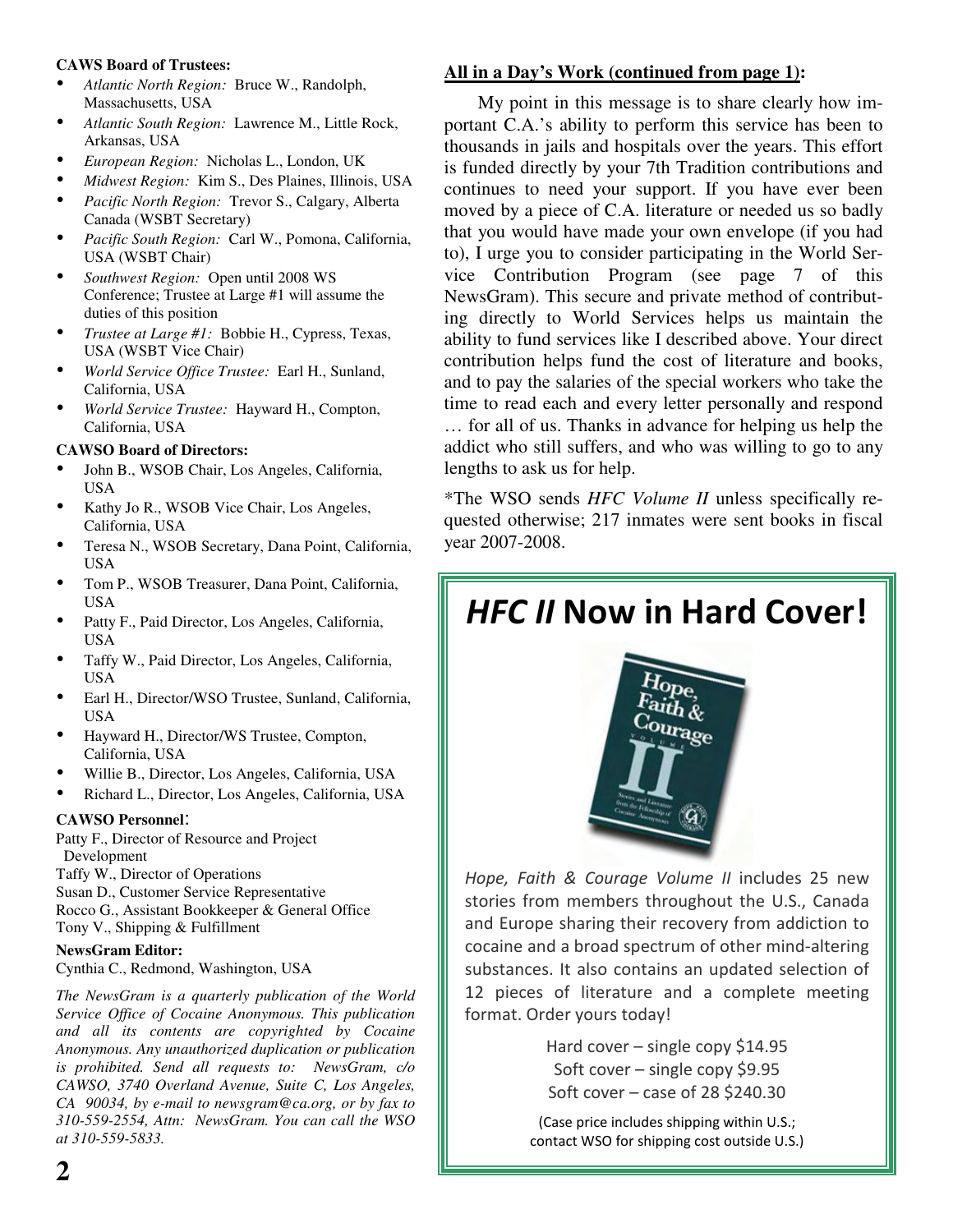**CAWS Board of Trustees:**

- *Atlantic North Region:* Bruce W., Randolph, Massachusetts, USA
- *Atlantic South Region:* Lawrence M., Little Rock, Arkansas, USA
- *European Region:* Nicholas L., London, UK
- *Midwest Region:* Kim S., Des Plaines, Illinois, USA
- *Pacific North Region:* Trevor S., Calgary, Alberta Canada (WSBT Secretary)
- *Pacific South Region:* Carl W., Pomona, California, USA (WSBT Chair)
- *Southwest Region:* Open until 2008 WS Conference; Trustee at Large #1 will assume the duties of this position
- *Trustee at Large #1:* Bobbie H., Cypress, Texas, USA (WSBT Vice Chair)
- *World Service Office Trustee:* Earl H., Sunland, California, USA
- *World Service Trustee:* Hayward H., Compton, California, USA

**CAWSO Board of Directors:**

- John B., WSOB Chair, Los Angeles, California, USA
- Kathy Jo R., WSOB Vice Chair, Los Angeles, California, USA
- Teresa N., WSOB Secretary, Dana Point, California, USA
- Tom P., WSOB Treasurer, Dana Point, California, USA
- Patty F., Paid Director, Los Angeles, California, USA
- Taffy W., Paid Director, Los Angeles, California, USA
- Earl H., Director/WSO Trustee, Sunland, California, USA
- Hayward H., Director/WS Trustee, Compton, California, USA
- Willie B., Director, Los Angeles, California, USA
- Richard L., Director, Los Angeles, California, USA

**CAWSO Personnel**:

Patty F., Director of Resource and Project Development
Taffy W., Director of Operations
Susan D., Customer Service Representative
Rocco G., Assistant Bookkeeper & General Office
Tony V., Shipping & Fulfillment

**NewsGram Editor:**

Cynthia C., Redmond, Washington, USA

*The NewsGram is a quarterly publication of the World Service Office of Cocaine Anonymous. This publication and all its contents are copyrighted by Cocaine Anonymous. Any unauthorized duplication or publication is prohibited. Send all requests to: NewsGram, c/o CAWSO, 3740 Overland Avenue, Suite C, Los Angeles, CA 90034, by e-mail to newsgram@ca.org, or by fax to 310-559-2554, Attn: NewsGram. You can call the WSO at 310-559-5833.*

**All in a Day's Work (continued from page 1):**

My point in this message is to share clearly how important C.A.'s ability to perform this service has been to thousands in jails and hospitals over the years. This effort is funded directly by your 7th Tradition contributions and continues to need your support. If you have ever been moved by a piece of C.A. literature or needed us so badly that you would have made your own envelope (if you had to), I urge you to consider participating in the World Service Contribution Program (see page 7 of this NewsGram). This secure and private method of contributing directly to World Services helps us maintain the ability to fund services like I described above. Your direct contribution helps fund the cost of literature and books, and to pay the salaries of the special workers who take the time to read each and every letter personally and respond … for all of us. Thanks in advance for helping us help the addict who still suffers, and who was willing to go to any lengths to ask us for help.

*The WSO sends *HFC Volume II* unless specifically requested otherwise; 217 inmates were sent books in fiscal year 2007-2008.

## *HFC II* Now in Hard Cover!

*Hope, Faith & Courage Volume II* includes 25 new stories from members throughout the U.S., Canada and Europe sharing their recovery from addiction to cocaine and a broad spectrum of other mind-altering substances. It also contains an updated selection of 12 pieces of literature and a complete meeting format. Order yours today!

Hard cover – single copy $14.95
Soft cover – single copy $9.95
Soft cover – case of 28 $240.30

(Case price includes shipping within U.S.; contact WSO for shipping cost outside U.S.)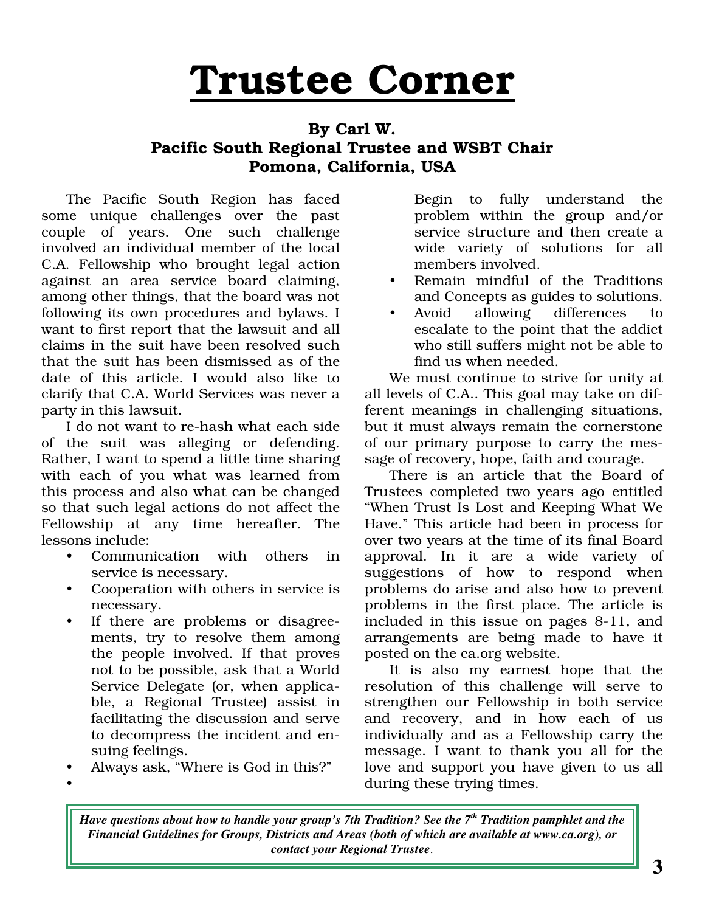# Trustee Corner

**By Carl W.**
**Pacific South Regional Trustee and WSBT Chair**
**Pomona, California, USA**

The Pacific South Region has faced some unique challenges over the past couple of years. One such challenge involved an individual member of the local C.A. Fellowship who brought legal action against an area service board claiming, among other things, that the board was not following its own procedures and bylaws. I want to first report that the lawsuit and all claims in the suit have been resolved such that the suit has been dismissed as of the date of this article. I would also like to clarify that C.A. World Services was never a party in this lawsuit.

I do not want to re-hash what each side of the suit was alleging or defending. Rather, I want to spend a little time sharing with each of you what was learned from this process and also what can be changed so that such legal actions do not affect the Fellowship at any time hereafter. The lessons include:

- Communication with others in service is necessary.
- Cooperation with others in service is necessary.
- If there are problems or disagreements, try to resolve them among the people involved. If that proves not to be possible, ask that a World Service Delegate (or, when applicable, a Regional Trustee) assist in facilitating the discussion and serve to decompress the incident and ensuing feelings.
- Always ask, "Where is God in this?"
- Begin to fully understand the problem within the group and/or service structure and then create a wide variety of solutions for all members involved.
- Remain mindful of the Traditions and Concepts as guides to solutions.
- Avoid allowing differences to escalate to the point that the addict who still suffers might not be able to find us when needed.

We must continue to strive for unity at all levels of C.A.. This goal may take on different meanings in challenging situations, but it must always remain the cornerstone of our primary purpose to carry the message of recovery, hope, faith and courage.

There is an article that the Board of Trustees completed two years ago entitled "When Trust Is Lost and Keeping What We Have." This article had been in process for over two years at the time of its final Board approval. In it are a wide variety of suggestions of how to respond when problems do arise and also how to prevent problems in the first place. The article is included in this issue on pages 8-11, and arrangements are being made to have it posted on the ca.org website.

It is also my earnest hope that the resolution of this challenge will serve to strengthen our Fellowship in both service and recovery, and in how each of us individually and as a Fellowship carry the message. I want to thank you all for the love and support you have given to us all during these trying times.

***Have questions about how to handle your group's 7th Tradition? See the 7th Tradition pamphlet and the Financial Guidelines for Groups, Districts and Areas (both of which are available at www.ca.org), or contact your Regional Trustee.***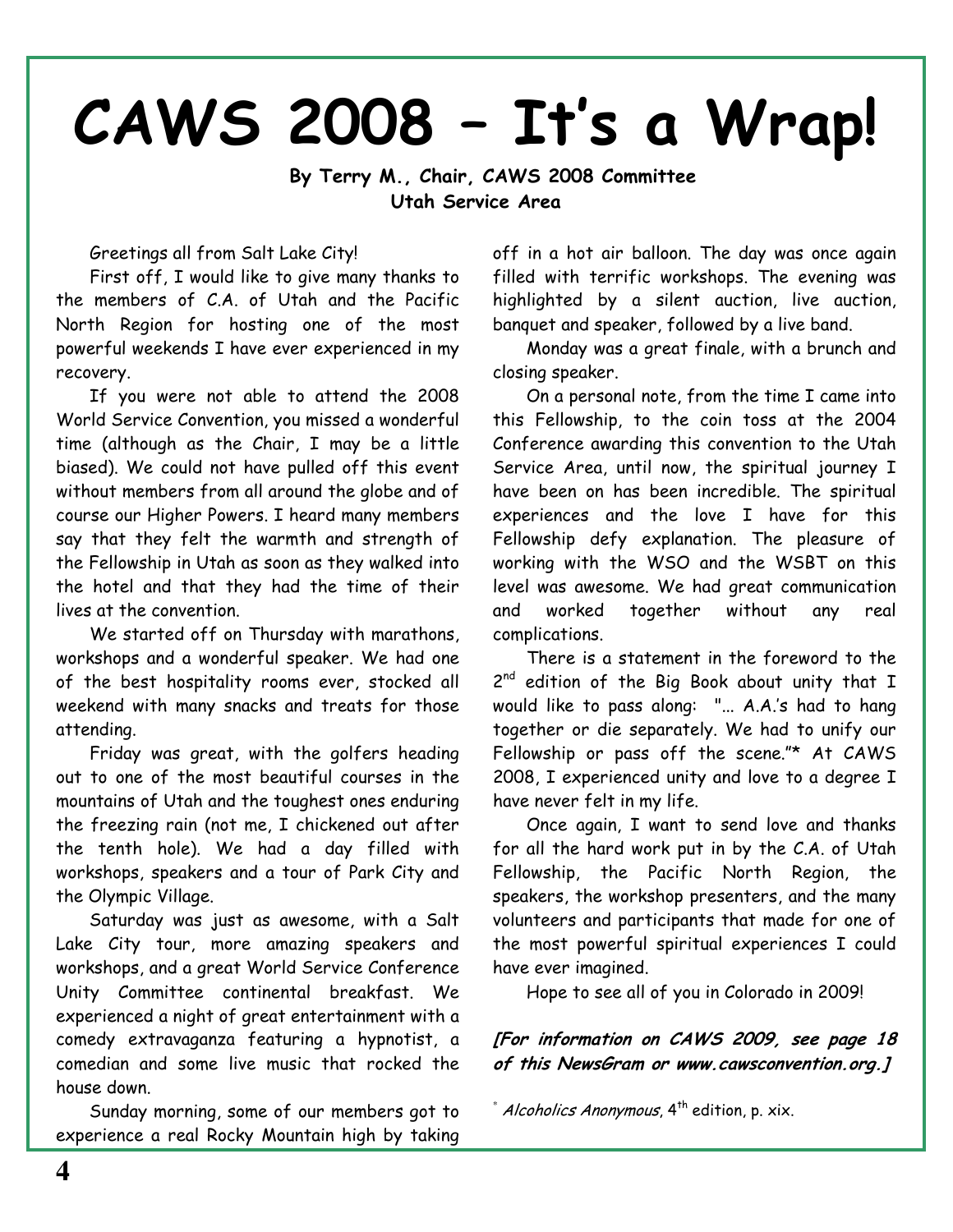# CAWS 2008 – It's a Wrap!

**By Terry M., Chair, CAWS 2008 Committee**
**Utah Service Area**

Greetings all from Salt Lake City!

First off, I would like to give many thanks to the members of C.A. of Utah and the Pacific North Region for hosting one of the most powerful weekends I have ever experienced in my recovery.

If you were not able to attend the 2008 World Service Convention, you missed a wonderful time (although as the Chair, I may be a little biased). We could not have pulled off this event without members from all around the globe and of course our Higher Powers. I heard many members say that they felt the warmth and strength of the Fellowship in Utah as soon as they walked into the hotel and that they had the time of their lives at the convention.

We started off on Thursday with marathons, workshops and a wonderful speaker. We had one of the best hospitality rooms ever, stocked all weekend with many snacks and treats for those attending.

Friday was great, with the golfers heading out to one of the most beautiful courses in the mountains of Utah and the toughest ones enduring the freezing rain (not me, I chickened out after the tenth hole). We had a day filled with workshops, speakers and a tour of Park City and the Olympic Village.

Saturday was just as awesome, with a Salt Lake City tour, more amazing speakers and workshops, and a great World Service Conference Unity Committee continental breakfast. We experienced a night of great entertainment with a comedy extravaganza featuring a hypnotist, a comedian and some live music that rocked the house down.

Sunday morning, some of our members got to experience a real Rocky Mountain high by taking off in a hot air balloon. The day was once again filled with terrific workshops. The evening was highlighted by a silent auction, live auction, banquet and speaker, followed by a live band.

Monday was a great finale, with a brunch and closing speaker.

On a personal note, from the time I came into this Fellowship, to the coin toss at the 2004 Conference awarding this convention to the Utah Service Area, until now, the spiritual journey I have been on has been incredible. The spiritual experiences and the love I have for this Fellowship defy explanation. The pleasure of working with the WSO and the WSBT on this level was awesome. We had great communication and worked together without any real complications.

There is a statement in the foreword to the 2nd edition of the Big Book about unity that I would like to pass along: "... A.A.'s had to hang together or die separately. We had to unify our Fellowship or pass off the scene."* At CAWS 2008, I experienced unity and love to a degree I have never felt in my life.

Once again, I want to send love and thanks for all the hard work put in by the C.A. of Utah Fellowship, the Pacific North Region, the speakers, the workshop presenters, and the many volunteers and participants that made for one of the most powerful spiritual experiences I could have ever imagined.

Hope to see all of you in Colorado in 2009!

***[For information on CAWS 2009, see page 18 of this NewsGram or www.cawsconvention.org.]***

\* *Alcoholics Anonymous*, 4th edition, p. xix.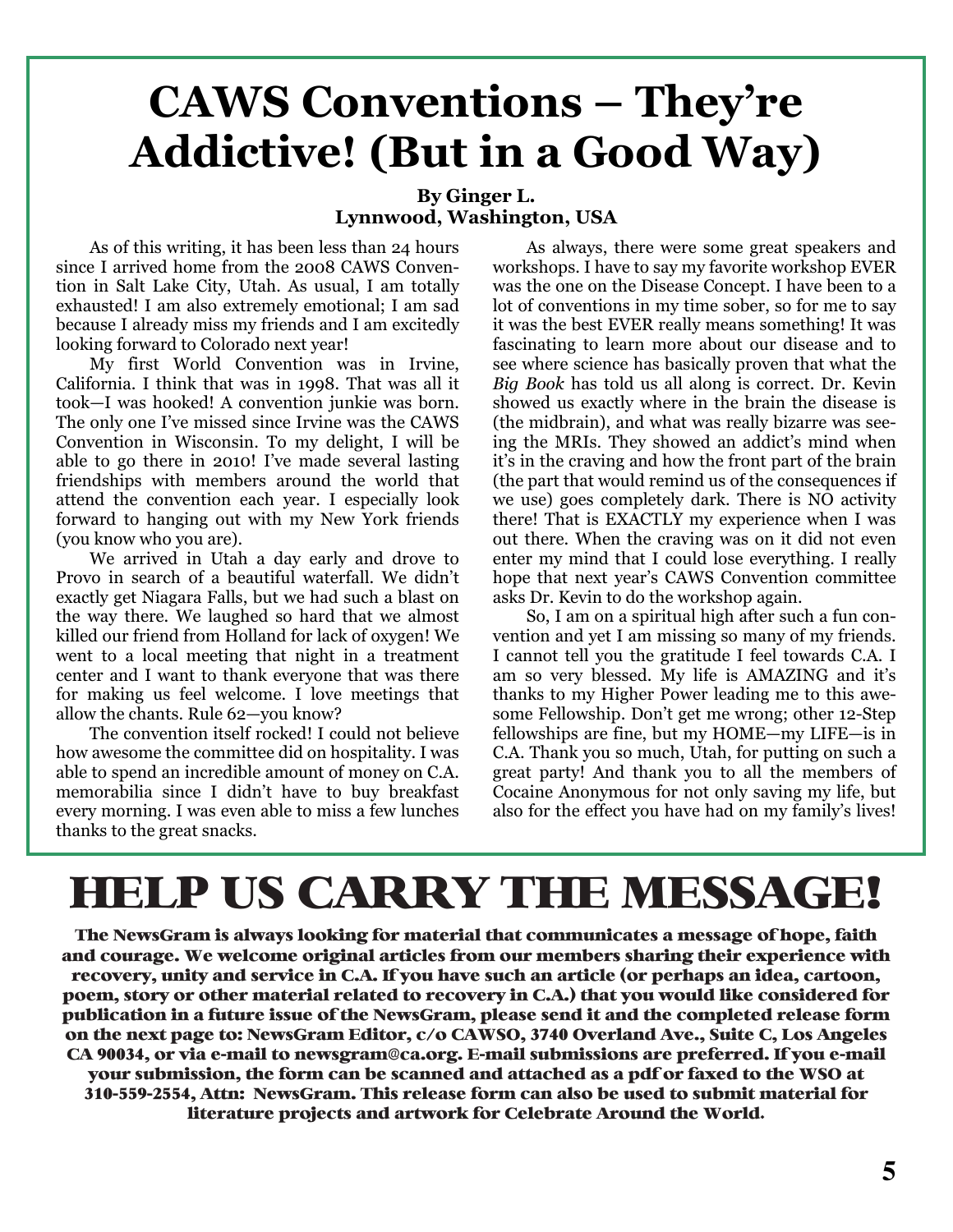# CAWS Conventions – They're Addictive! (But in a Good Way)

**By Ginger L.**
**Lynnwood, Washington, USA**

As of this writing, it has been less than 24 hours since I arrived home from the 2008 CAWS Convention in Salt Lake City, Utah. As usual, I am totally exhausted! I am also extremely emotional; I am sad because I already miss my friends and I am excitedly looking forward to Colorado next year!

My first World Convention was in Irvine, California. I think that was in 1998. That was all it took—I was hooked! A convention junkie was born. The only one I've missed since Irvine was the CAWS Convention in Wisconsin. To my delight, I will be able to go there in 2010! I've made several lasting friendships with members around the world that attend the convention each year. I especially look forward to hanging out with my New York friends (you know who you are).

We arrived in Utah a day early and drove to Provo in search of a beautiful waterfall. We didn't exactly get Niagara Falls, but we had such a blast on the way there. We laughed so hard that we almost killed our friend from Holland for lack of oxygen! We went to a local meeting that night in a treatment center and I want to thank everyone that was there for making us feel welcome. I love meetings that allow the chants. Rule 62—you know?

The convention itself rocked! I could not believe how awesome the committee did on hospitality. I was able to spend an incredible amount of money on C.A. memorabilia since I didn't have to buy breakfast every morning. I was even able to miss a few lunches thanks to the great snacks.

As always, there were some great speakers and workshops. I have to say my favorite workshop EVER was the one on the Disease Concept. I have been to a lot of conventions in my time sober, so for me to say it was the best EVER really means something! It was fascinating to learn more about our disease and to see where science has basically proven that what the *Big Book* has told us all along is correct. Dr. Kevin showed us exactly where in the brain the disease is (the midbrain), and what was really bizarre was seeing the MRIs. They showed an addict's mind when it's in the craving and how the front part of the brain (the part that would remind us of the consequences if we use) goes completely dark. There is NO activity there! That is EXACTLY my experience when I was out there. When the craving was on it did not even enter my mind that I could lose everything. I really hope that next year's CAWS Convention committee asks Dr. Kevin to do the workshop again.

So, I am on a spiritual high after such a fun convention and yet I am missing so many of my friends. I cannot tell you the gratitude I feel towards C.A. I am so very blessed. My life is AMAZING and it's thanks to my Higher Power leading me to this awesome Fellowship. Don't get me wrong; other 12-Step fellowships are fine, but my HOME—my LIFE—is in C.A. Thank you so much, Utah, for putting on such a great party! And thank you to all the members of Cocaine Anonymous for not only saving my life, but also for the effect you have had on my family's lives!

# HELP US CARRY THE MESSAGE!

**The NewsGram is always looking for material that communicates a message of hope, faith and courage. We welcome original articles from our members sharing their experience with recovery, unity and service in C.A. If you have such an article (or perhaps an idea, cartoon, poem, story or other material related to recovery in C.A.) that you would like considered for publication in a future issue of the NewsGram, please send it and the completed release form on the next page to: NewsGram Editor, c/o CAWSO, 3740 Overland Ave., Suite C, Los Angeles CA 90034, or via e-mail to newsgram@ca.org. E-mail submissions are preferred. If you e-mail your submission, the form can be scanned and attached as a pdf or faxed to the WSO at 310-559-2554, Attn: NewsGram. This release form can also be used to submit material for literature projects and artwork for Celebrate Around the World.**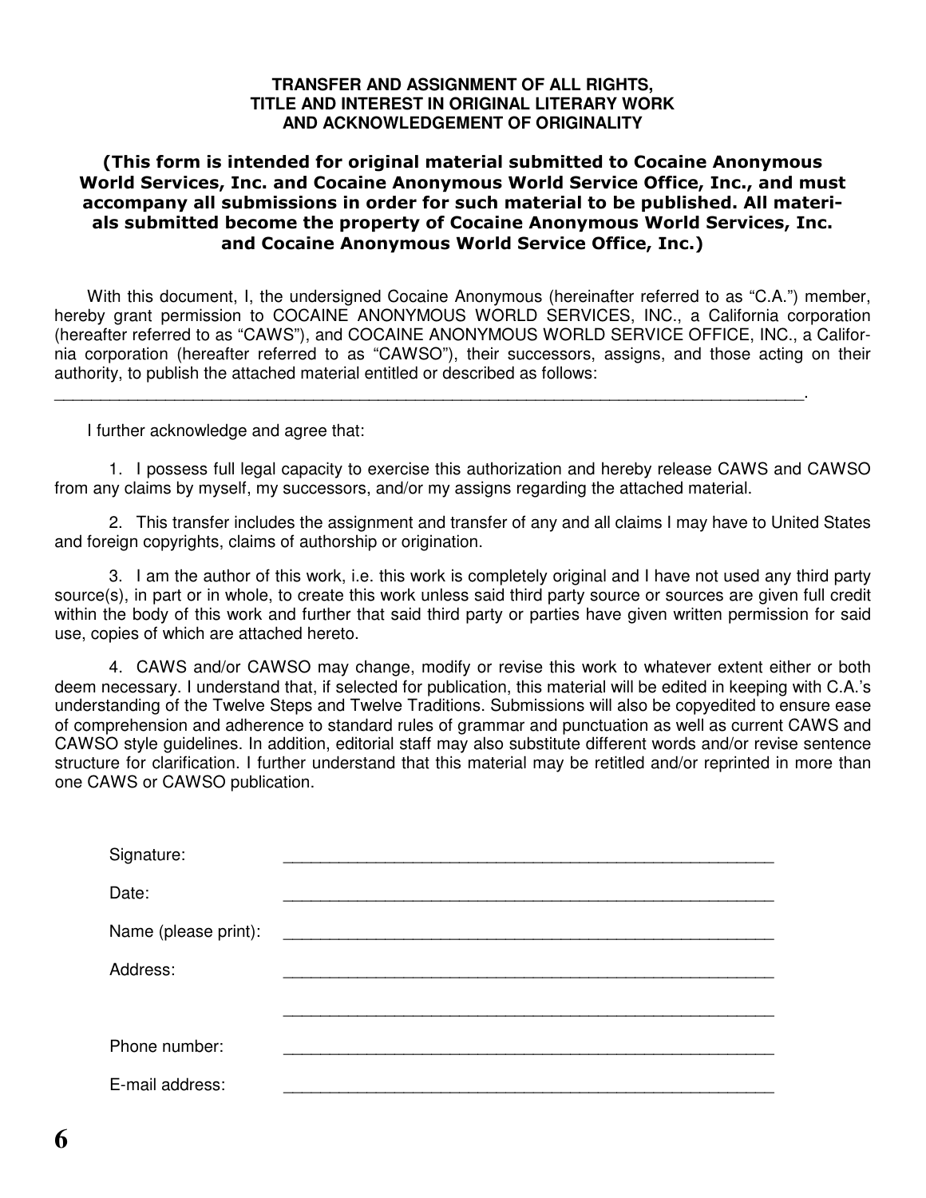**TRANSFER AND ASSIGNMENT OF ALL RIGHTS,
TITLE AND INTEREST IN ORIGINAL LITERARY WORK
AND ACKNOWLEDGEMENT OF ORIGINALITY**

**(This form is intended for original material submitted to Cocaine Anonymous World Services, Inc. and Cocaine Anonymous World Service Office, Inc., and must accompany all submissions in order for such material to be published. All materials submitted become the property of Cocaine Anonymous World Services, Inc. and Cocaine Anonymous World Service Office, Inc.)**

With this document, I, the undersigned Cocaine Anonymous (hereinafter referred to as "C.A.") member, hereby grant permission to COCAINE ANONYMOUS WORLD SERVICES, INC., a California corporation (hereafter referred to as "CAWS"), and COCAINE ANONYMOUS WORLD SERVICE OFFICE, INC., a California corporation (hereafter referred to as "CAWSO"), their successors, assigns, and those acting on their authority, to publish the attached material entitled or described as follows:
______________________________________________________________________________.

I further acknowledge and agree that:

1. I possess full legal capacity to exercise this authorization and hereby release CAWS and CAWSO from any claims by myself, my successors, and/or my assigns regarding the attached material.

2. This transfer includes the assignment and transfer of any and all claims I may have to United States and foreign copyrights, claims of authorship or origination.

3. I am the author of this work, i.e. this work is completely original and I have not used any third party source(s), in part or in whole, to create this work unless said third party source or sources are given full credit within the body of this work and further that said third party or parties have given written permission for said use, copies of which are attached hereto.

4. CAWS and/or CAWSO may change, modify or revise this work to whatever extent either or both deem necessary. I understand that, if selected for publication, this material will be edited in keeping with C.A.'s understanding of the Twelve Steps and Twelve Traditions. Submissions will also be copyedited to ensure ease of comprehension and adherence to standard rules of grammar and punctuation as well as current CAWS and CAWSO style guidelines. In addition, editorial staff may also substitute different words and/or revise sentence structure for clarification. I further understand that this material may be retitled and/or reprinted in more than one CAWS or CAWSO publication.

Signature: ______________________________________________________

Date: ______________________________________________________

Name (please print): ______________________________________________________

Address: ______________________________________________________

______________________________________________________

Phone number: ______________________________________________________

E-mail address: ______________________________________________________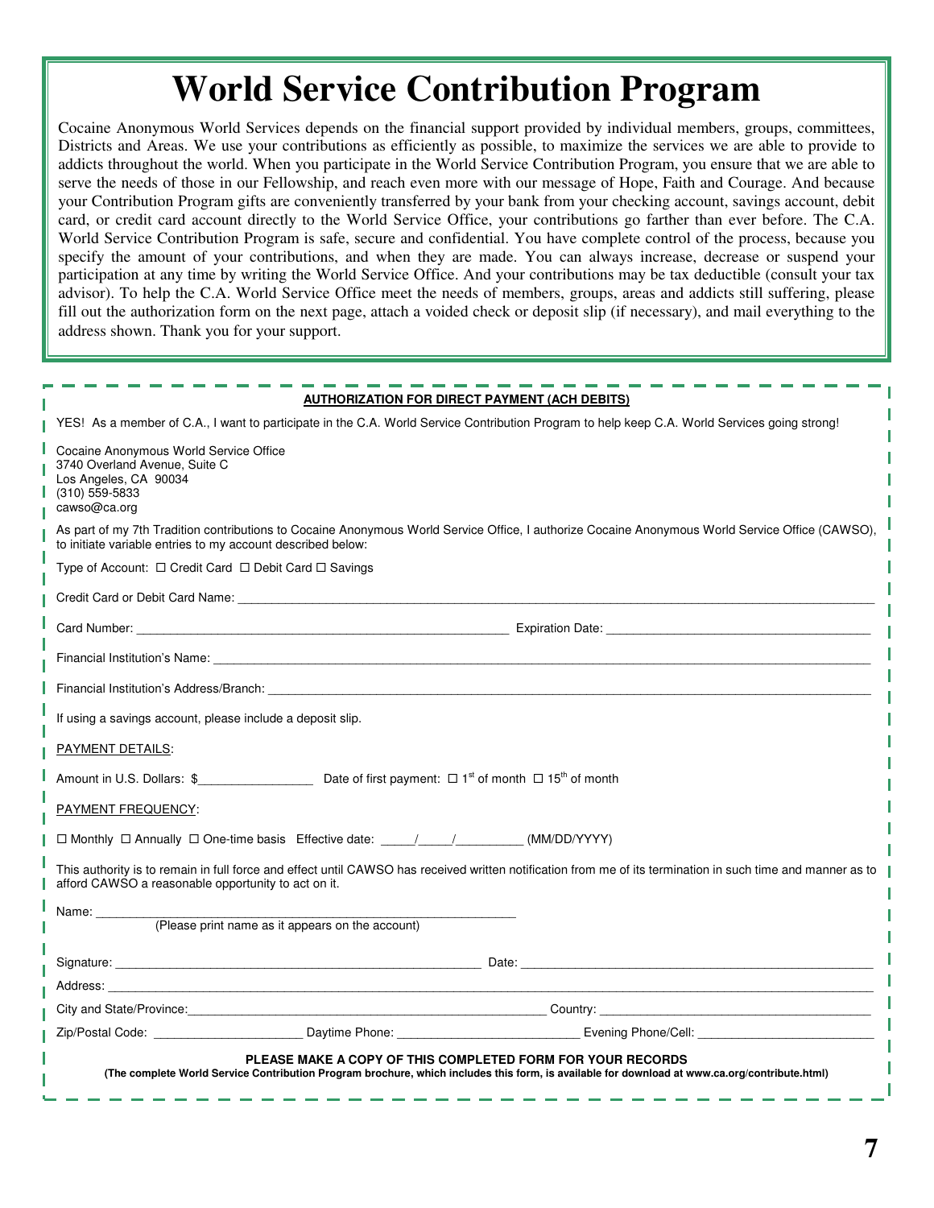# World Service Contribution Program

Cocaine Anonymous World Services depends on the financial support provided by individual members, groups, committees, Districts and Areas. We use your contributions as efficiently as possible, to maximize the services we are able to provide to addicts throughout the world. When you participate in the World Service Contribution Program, you ensure that we are able to serve the needs of those in our Fellowship, and reach even more with our message of Hope, Faith and Courage. And because your Contribution Program gifts are conveniently transferred by your bank from your checking account, savings account, debit card, or credit card account directly to the World Service Office, your contributions go farther than ever before. The C.A. World Service Contribution Program is safe, secure and confidential. You have complete control of the process, because you specify the amount of your contributions, and when they are made. You can always increase, decrease or suspend your participation at any time by writing the World Service Office. And your contributions may be tax deductible (consult your tax advisor). To help the C.A. World Service Office meet the needs of members, groups, areas and addicts still suffering, please fill out the authorization form on the next page, attach a voided check or deposit slip (if necessary), and mail everything to the address shown. Thank you for your support.

**AUTHORIZATION FOR DIRECT PAYMENT (ACH DEBITS)**

YES! As a member of C.A., I want to participate in the C.A. World Service Contribution Program to help keep C.A. World Services going strong!

Cocaine Anonymous World Service Office
3740 Overland Avenue, Suite C
Los Angeles, CA 90034
(310) 559-5833
cawso@ca.org

As part of my 7th Tradition contributions to Cocaine Anonymous World Service Office, I authorize Cocaine Anonymous World Service Office (CAWSO), to initiate variable entries to my account described below:

Type of Account: ☐ Credit Card ☐ Debit Card ☐ Savings

Credit Card or Debit Card Name: ______________________________

Card Number: ______________________________ Expiration Date: ______________________________

Financial Institution's Name: ______________________________

Financial Institution's Address/Branch: ______________________________

If using a savings account, please include a deposit slip.

PAYMENT DETAILS:

Amount in U.S. Dollars: $________________ Date of first payment: ☐ 1st of month ☐ 15th of month

PAYMENT FREQUENCY:

☐ Monthly ☐ Annually ☐ One-time basis Effective date: _____/_____/_________ (MM/DD/YYYY)

This authority is to remain in full force and effect until CAWSO has received written notification from me of its termination in such time and manner as to afford CAWSO a reasonable opportunity to act on it.

Name: ______________________________
(Please print name as it appears on the account)

Signature: ______________________________ Date: ______________________________

Address: ______________________________

City and State/Province: ______________________________ Country: ______________________________

Zip/Postal Code: ____________________ Daytime Phone: ____________________ Evening Phone/Cell: ____________________

**PLEASE MAKE A COPY OF THIS COMPLETED FORM FOR YOUR RECORDS**

**(The complete World Service Contribution Program brochure, which includes this form, is available for download at www.ca.org/contribute.html)**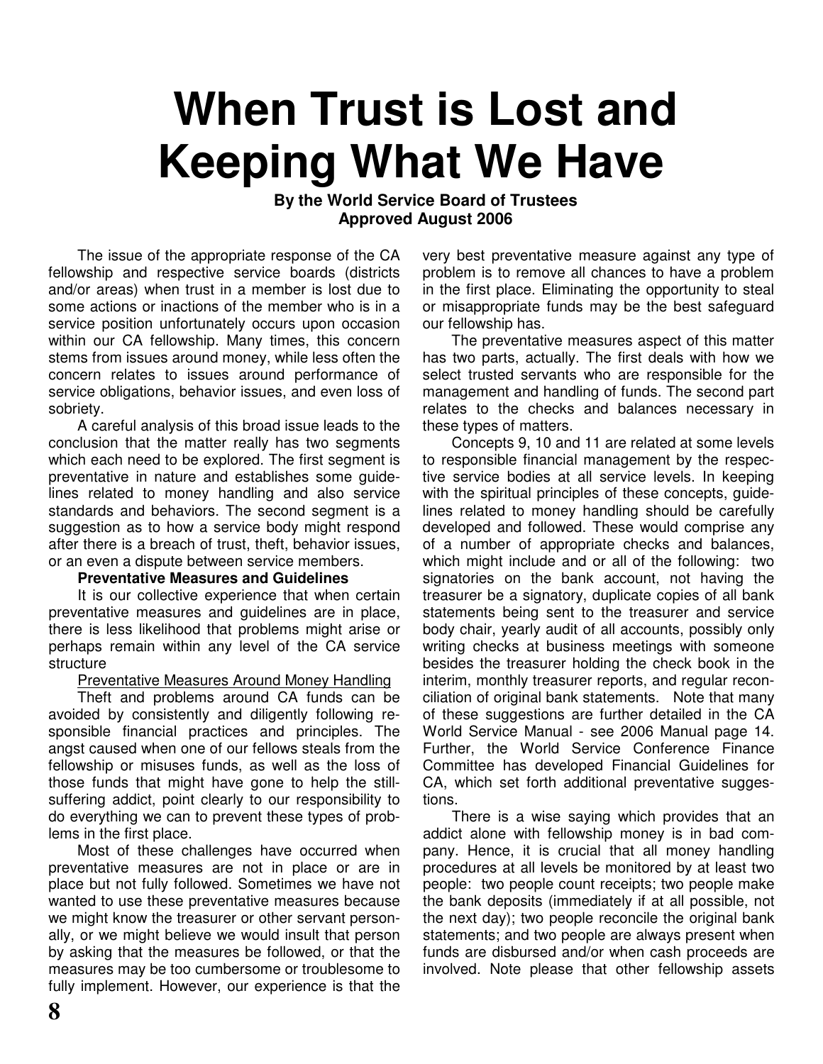# When Trust is Lost and Keeping What We Have

**By the World Service Board of Trustees**
**Approved August 2006**

The issue of the appropriate response of the CA fellowship and respective service boards (districts and/or areas) when trust in a member is lost due to some actions or inactions of the member who is in a service position unfortunately occurs upon occasion within our CA fellowship. Many times, this concern stems from issues around money, while less often the concern relates to issues around performance of service obligations, behavior issues, and even loss of sobriety.

A careful analysis of this broad issue leads to the conclusion that the matter really has two segments which each need to be explored. The first segment is preventative in nature and establishes some guidelines related to money handling and also service standards and behaviors. The second segment is a suggestion as to how a service body might respond after there is a breach of trust, theft, behavior issues, or an even a dispute between service members.

**Preventative Measures and Guidelines**

It is our collective experience that when certain preventative measures and guidelines are in place, there is less likelihood that problems might arise or perhaps remain within any level of the CA service structure

Preventative Measures Around Money Handling

Theft and problems around CA funds can be avoided by consistently and diligently following responsible financial practices and principles. The angst caused when one of our fellows steals from the fellowship or misuses funds, as well as the loss of those funds that might have gone to help the still-suffering addict, point clearly to our responsibility to do everything we can to prevent these types of problems in the first place.

Most of these challenges have occurred when preventative measures are not in place or are in place but not fully followed. Sometimes we have not wanted to use these preventative measures because we might know the treasurer or other servant personally, or we might believe we would insult that person by asking that the measures be followed, or that the measures may be too cumbersome or troublesome to fully implement. However, our experience is that the very best preventative measure against any type of problem is to remove all chances to have a problem in the first place. Eliminating the opportunity to steal or misappropriate funds may be the best safeguard our fellowship has.

The preventative measures aspect of this matter has two parts, actually. The first deals with how we select trusted servants who are responsible for the management and handling of funds. The second part relates to the checks and balances necessary in these types of matters.

Concepts 9, 10 and 11 are related at some levels to responsible financial management by the respective service bodies at all service levels. In keeping with the spiritual principles of these concepts, guidelines related to money handling should be carefully developed and followed. These would comprise any of a number of appropriate checks and balances, which might include and or all of the following: two signatories on the bank account, not having the treasurer be a signatory, duplicate copies of all bank statements being sent to the treasurer and service body chair, yearly audit of all accounts, possibly only writing checks at business meetings with someone besides the treasurer holding the check book in the interim, monthly treasurer reports, and regular reconciliation of original bank statements. Note that many of these suggestions are further detailed in the CA World Service Manual - see 2006 Manual page 14. Further, the World Service Conference Finance Committee has developed Financial Guidelines for CA, which set forth additional preventative suggestions.

There is a wise saying which provides that an addict alone with fellowship money is in bad company. Hence, it is crucial that all money handling procedures at all levels be monitored by at least two people: two people count receipts; two people make the bank deposits (immediately if at all possible, not the next day); two people reconcile the original bank statements; and two people are always present when funds are disbursed and/or when cash proceeds are involved. Note please that other fellowship assets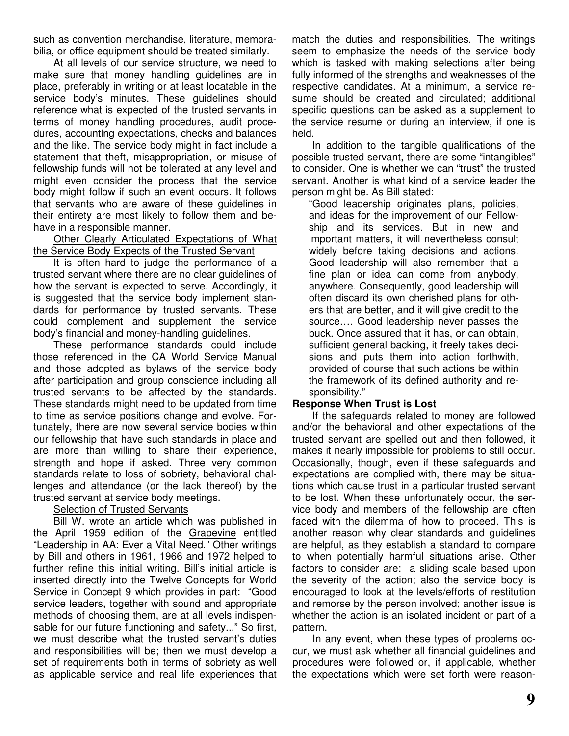such as convention merchandise, literature, memorabilia, or office equipment should be treated similarly.

At all levels of our service structure, we need to make sure that money handling guidelines are in place, preferably in writing or at least locatable in the service body's minutes. These guidelines should reference what is expected of the trusted servants in terms of money handling procedures, audit procedures, accounting expectations, checks and balances and the like. The service body might in fact include a statement that theft, misappropriation, or misuse of fellowship funds will not be tolerated at any level and might even consider the process that the service body might follow if such an event occurs. It follows that servants who are aware of these guidelines in their entirety are most likely to follow them and behave in a responsible manner.

<u>Other Clearly Articulated Expectations of What the Service Body Expects of the Trusted Servant</u>

It is often hard to judge the performance of a trusted servant where there are no clear guidelines of how the servant is expected to serve. Accordingly, it is suggested that the service body implement standards for performance by trusted servants. These could complement and supplement the service body's financial and money-handling guidelines.

These performance standards could include those referenced in the CA World Service Manual and those adopted as bylaws of the service body after participation and group conscience including all trusted servants to be affected by the standards. These standards might need to be updated from time to time as service positions change and evolve. Fortunately, there are now several service bodies within our fellowship that have such standards in place and are more than willing to share their experience, strength and hope if asked. Three very common standards relate to loss of sobriety, behavioral challenges and attendance (or the lack thereof) by the trusted servant at service body meetings.

<u>Selection of Trusted Servants</u>

Bill W. wrote an article which was published in the April 1959 edition of the <u>Grapevine</u> entitled "Leadership in AA: Ever a Vital Need." Other writings by Bill and others in 1961, 1966 and 1972 helped to further refine this initial writing. Bill's initial article is inserted directly into the Twelve Concepts for World Service in Concept 9 which provides in part: "Good service leaders, together with sound and appropriate methods of choosing them, are at all levels indispensable for our future functioning and safety..." So first, we must describe what the trusted servant's duties and responsibilities will be; then we must develop a set of requirements both in terms of sobriety as well as applicable service and real life experiences that match the duties and responsibilities. The writings seem to emphasize the needs of the service body which is tasked with making selections after being fully informed of the strengths and weaknesses of the respective candidates. At a minimum, a service resume should be created and circulated; additional specific questions can be asked as a supplement to the service resume or during an interview, if one is held.

In addition to the tangible qualifications of the possible trusted servant, there are some "intangibles" to consider. One is whether we can "trust" the trusted servant. Another is what kind of a service leader the person might be. As Bill stated:

> "Good leadership originates plans, policies, and ideas for the improvement of our Fellowship and its services. But in new and important matters, it will nevertheless consult widely before taking decisions and actions. Good leadership will also remember that a fine plan or idea can come from anybody, anywhere. Consequently, good leadership will often discard its own cherished plans for others that are better, and it will give credit to the source…. Good leadership never passes the buck. Once assured that it has, or can obtain, sufficient general backing, it freely takes decisions and puts them into action forthwith, provided of course that such actions be within the framework of its defined authority and responsibility."

**Response When Trust is Lost**

If the safeguards related to money are followed and/or the behavioral and other expectations of the trusted servant are spelled out and then followed, it makes it nearly impossible for problems to still occur. Occasionally, though, even if these safeguards and expectations are complied with, there may be situations which cause trust in a particular trusted servant to be lost. When these unfortunately occur, the service body and members of the fellowship are often faced with the dilemma of how to proceed. This is another reason why clear standards and guidelines are helpful, as they establish a standard to compare to when potentially harmful situations arise. Other factors to consider are: a sliding scale based upon the severity of the action; also the service body is encouraged to look at the levels/efforts of restitution and remorse by the person involved; another issue is whether the action is an isolated incident or part of a pattern.

In any event, when these types of problems occur, we must ask whether all financial guidelines and procedures were followed or, if applicable, whether the expectations which were set forth were reason-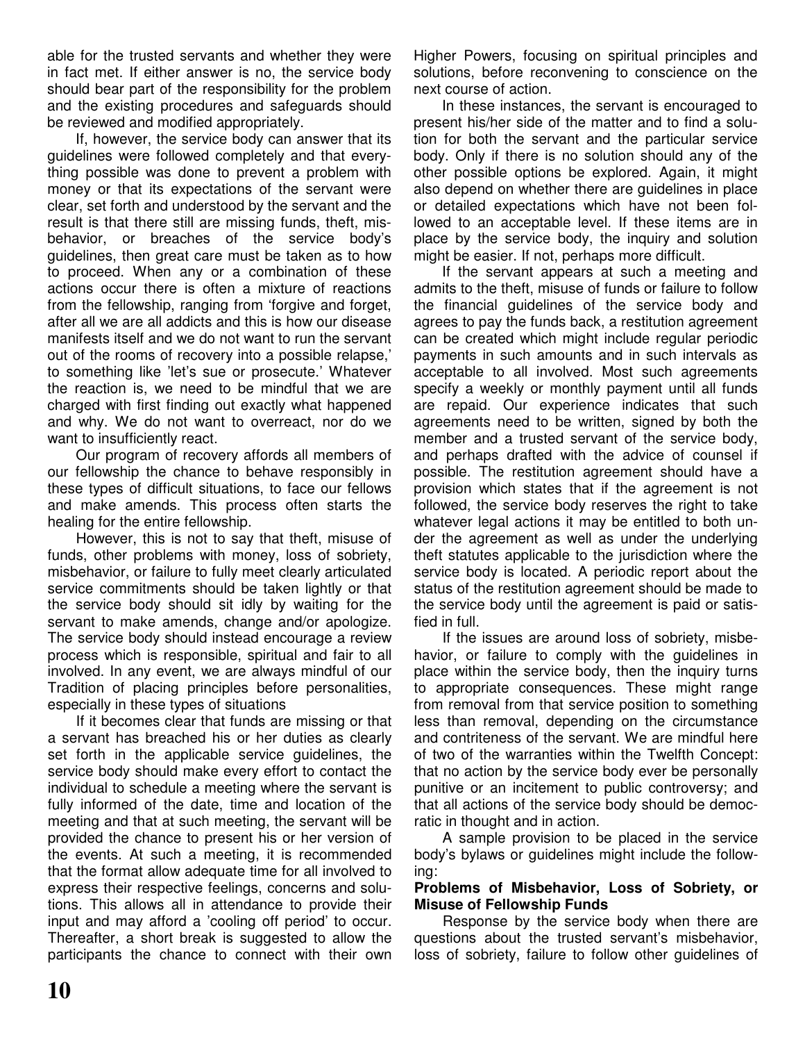able for the trusted servants and whether they were in fact met. If either answer is no, the service body should bear part of the responsibility for the problem and the existing procedures and safeguards should be reviewed and modified appropriately.

If, however, the service body can answer that its guidelines were followed completely and that everything possible was done to prevent a problem with money or that its expectations of the servant were clear, set forth and understood by the servant and the result is that there still are missing funds, theft, misbehavior, or breaches of the service body's guidelines, then great care must be taken as to how to proceed. When any or a combination of these actions occur there is often a mixture of reactions from the fellowship, ranging from 'forgive and forget, after all we are all addicts and this is how our disease manifests itself and we do not want to run the servant out of the rooms of recovery into a possible relapse,' to something like 'let's sue or prosecute.' Whatever the reaction is, we need to be mindful that we are charged with first finding out exactly what happened and why. We do not want to overreact, nor do we want to insufficiently react.

Our program of recovery affords all members of our fellowship the chance to behave responsibly in these types of difficult situations, to face our fellows and make amends. This process often starts the healing for the entire fellowship.

However, this is not to say that theft, misuse of funds, other problems with money, loss of sobriety, misbehavior, or failure to fully meet clearly articulated service commitments should be taken lightly or that the service body should sit idly by waiting for the servant to make amends, change and/or apologize. The service body should instead encourage a review process which is responsible, spiritual and fair to all involved. In any event, we are always mindful of our Tradition of placing principles before personalities, especially in these types of situations

If it becomes clear that funds are missing or that a servant has breached his or her duties as clearly set forth in the applicable service guidelines, the service body should make every effort to contact the individual to schedule a meeting where the servant is fully informed of the date, time and location of the meeting and that at such meeting, the servant will be provided the chance to present his or her version of the events. At such a meeting, it is recommended that the format allow adequate time for all involved to express their respective feelings, concerns and solutions. This allows all in attendance to provide their input and may afford a 'cooling off period' to occur. Thereafter, a short break is suggested to allow the participants the chance to connect with their own Higher Powers, focusing on spiritual principles and solutions, before reconvening to conscience on the next course of action.

In these instances, the servant is encouraged to present his/her side of the matter and to find a solution for both the servant and the particular service body. Only if there is no solution should any of the other possible options be explored. Again, it might also depend on whether there are guidelines in place or detailed expectations which have not been followed to an acceptable level. If these items are in place by the service body, the inquiry and solution might be easier. If not, perhaps more difficult.

If the servant appears at such a meeting and admits to the theft, misuse of funds or failure to follow the financial guidelines of the service body and agrees to pay the funds back, a restitution agreement can be created which might include regular periodic payments in such amounts and in such intervals as acceptable to all involved. Most such agreements specify a weekly or monthly payment until all funds are repaid. Our experience indicates that such agreements need to be written, signed by both the member and a trusted servant of the service body, and perhaps drafted with the advice of counsel if possible. The restitution agreement should have a provision which states that if the agreement is not followed, the service body reserves the right to take whatever legal actions it may be entitled to both under the agreement as well as under the underlying theft statutes applicable to the jurisdiction where the service body is located. A periodic report about the status of the restitution agreement should be made to the service body until the agreement is paid or satisfied in full.

If the issues are around loss of sobriety, misbehavior, or failure to comply with the guidelines in place within the service body, then the inquiry turns to appropriate consequences. These might range from removal from that service position to something less than removal, depending on the circumstance and contriteness of the servant. We are mindful here of two of the warranties within the Twelfth Concept: that no action by the service body ever be personally punitive or an incitement to public controversy; and that all actions of the service body should be democratic in thought and in action.

A sample provision to be placed in the service body's bylaws or guidelines might include the following:

**Problems of Misbehavior, Loss of Sobriety, or Misuse of Fellowship Funds**

Response by the service body when there are questions about the trusted servant's misbehavior, loss of sobriety, failure to follow other guidelines of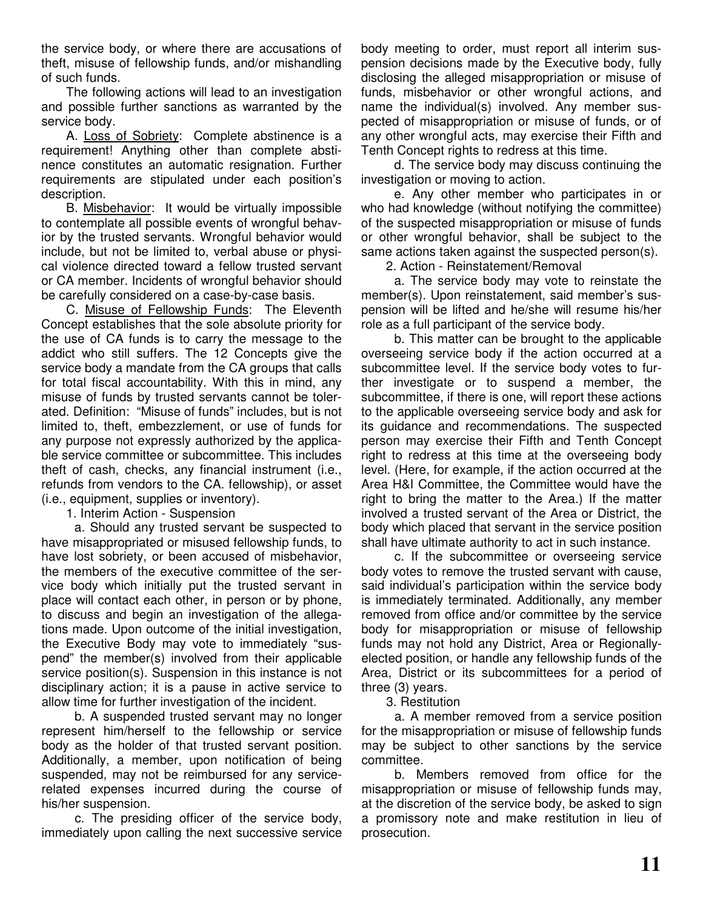the service body, or where there are accusations of theft, misuse of fellowship funds, and/or mishandling of such funds.

The following actions will lead to an investigation and possible further sanctions as warranted by the service body.

A. Loss of Sobriety: Complete abstinence is a requirement! Anything other than complete abstinence constitutes an automatic resignation. Further requirements are stipulated under each position's description.

B. Misbehavior: It would be virtually impossible to contemplate all possible events of wrongful behavior by the trusted servants. Wrongful behavior would include, but not be limited to, verbal abuse or physical violence directed toward a fellow trusted servant or CA member. Incidents of wrongful behavior should be carefully considered on a case-by-case basis.

C. Misuse of Fellowship Funds: The Eleventh Concept establishes that the sole absolute priority for the use of CA funds is to carry the message to the addict who still suffers. The 12 Concepts give the service body a mandate from the CA groups that calls for total fiscal accountability. With this in mind, any misuse of funds by trusted servants cannot be tolerated. Definition: "Misuse of funds" includes, but is not limited to, theft, embezzlement, or use of funds for any purpose not expressly authorized by the applicable service committee or subcommittee. This includes theft of cash, checks, any financial instrument (i.e., refunds from vendors to the CA. fellowship), or asset (i.e., equipment, supplies or inventory).

1. Interim Action - Suspension

a. Should any trusted servant be suspected to have misappropriated or misused fellowship funds, to have lost sobriety, or been accused of misbehavior, the members of the executive committee of the service body which initially put the trusted servant in place will contact each other, in person or by phone, to discuss and begin an investigation of the allegations made. Upon outcome of the initial investigation, the Executive Body may vote to immediately "suspend" the member(s) involved from their applicable service position(s). Suspension in this instance is not disciplinary action; it is a pause in active service to allow time for further investigation of the incident.

b. A suspended trusted servant may no longer represent him/herself to the fellowship or service body as the holder of that trusted servant position. Additionally, a member, upon notification of being suspended, may not be reimbursed for any service-related expenses incurred during the course of his/her suspension.

c. The presiding officer of the service body, immediately upon calling the next successive service body meeting to order, must report all interim suspension decisions made by the Executive body, fully disclosing the alleged misappropriation or misuse of funds, misbehavior or other wrongful actions, and name the individual(s) involved. Any member suspected of misappropriation or misuse of funds, or of any other wrongful acts, may exercise their Fifth and Tenth Concept rights to redress at this time.

d. The service body may discuss continuing the investigation or moving to action.

e. Any other member who participates in or who had knowledge (without notifying the committee) of the suspected misappropriation or misuse of funds or other wrongful behavior, shall be subject to the same actions taken against the suspected person(s).

2. Action - Reinstatement/Removal

a. The service body may vote to reinstate the member(s). Upon reinstatement, said member's suspension will be lifted and he/she will resume his/her role as a full participant of the service body.

b. This matter can be brought to the applicable overseeing service body if the action occurred at a subcommittee level. If the service body votes to further investigate or to suspend a member, the subcommittee, if there is one, will report these actions to the applicable overseeing service body and ask for its guidance and recommendations. The suspected person may exercise their Fifth and Tenth Concept right to redress at this time at the overseeing body level. (Here, for example, if the action occurred at the Area H&I Committee, the Committee would have the right to bring the matter to the Area.) If the matter involved a trusted servant of the Area or District, the body which placed that servant in the service position shall have ultimate authority to act in such instance.

c. If the subcommittee or overseeing service body votes to remove the trusted servant with cause, said individual's participation within the service body is immediately terminated. Additionally, any member removed from office and/or committee by the service body for misappropriation or misuse of fellowship funds may not hold any District, Area or Regionally-elected position, or handle any fellowship funds of the Area, District or its subcommittees for a period of three (3) years.

3. Restitution

a. A member removed from a service position for the misappropriation or misuse of fellowship funds may be subject to other sanctions by the service committee.

b. Members removed from office for the misappropriation or misuse of fellowship funds may, at the discretion of the service body, be asked to sign a promissory note and make restitution in lieu of prosecution.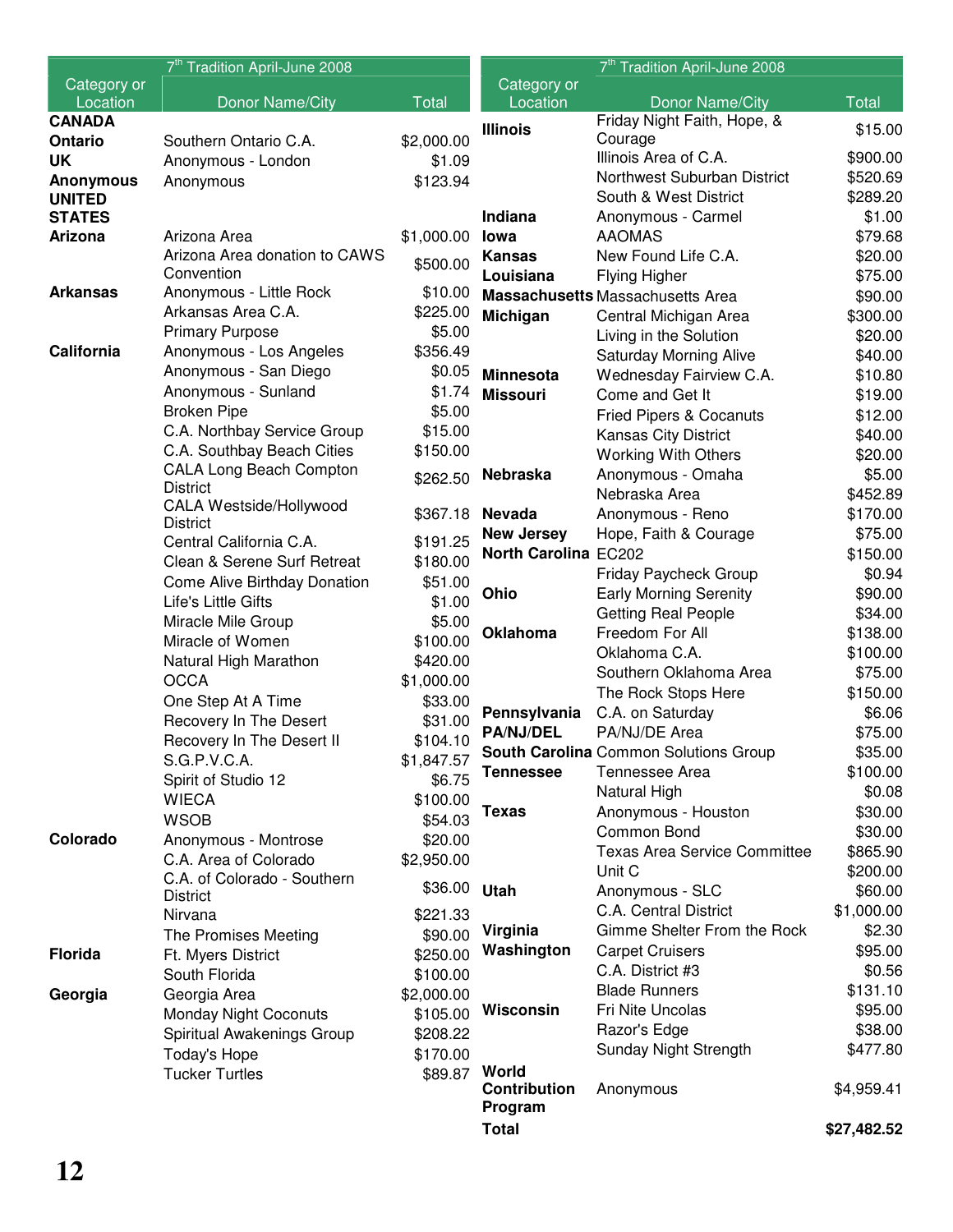| 7th Tradition April-June 2008 | | |
|---|---|---|
| Category or Location | Donor Name/City | Total |
| **CANADA** | | |
| **Ontario** | Southern Ontario C.A. | $2,000.00 |
| **UK** | Anonymous - London | $1.09 |
| **Anonymous** | Anonymous | $123.94 |
| **UNITED STATES** | | |
| **Arizona** | Arizona Area | $1,000.00 |
| | Arizona Area donation to CAWS Convention | $500.00 |
| **Arkansas** | Anonymous - Little Rock | $10.00 |
| | Arkansas Area C.A. | $225.00 |
| | Primary Purpose | $5.00 |
| **California** | Anonymous - Los Angeles | $356.49 |
| | Anonymous - San Diego | $0.05 |
| | Anonymous - Sunland | $1.74 |
| | Broken Pipe | $5.00 |
| | C.A. Northbay Service Group | $15.00 |
| | C.A. Southbay Beach Cities | $150.00 |
| | CALA Long Beach Compton District | $262.50 |
| | CALA Westside/Hollywood District | $367.18 |
| | Central California C.A. | $191.25 |
| | Clean & Serene Surf Retreat | $180.00 |
| | Come Alive Birthday Donation | $51.00 |
| | Life's Little Gifts | $1.00 |
| | Miracle Mile Group | $5.00 |
| | Miracle of Women | $100.00 |
| | Natural High Marathon | $420.00 |
| | OCCA | $1,000.00 |
| | One Step At A Time | $33.00 |
| | Recovery In The Desert | $31.00 |
| | Recovery In The Desert II | $104.10 |
| | S.G.P.V.C.A. | $1,847.57 |
| | Spirit of Studio 12 | $6.75 |
| | WIECA | $100.00 |
| | WSOB | $54.03 |
| **Colorado** | Anonymous - Montrose | $20.00 |
| | C.A. Area of Colorado | $2,950.00 |
| | C.A. of Colorado - Southern District | $36.00 |
| | Nirvana | $221.33 |
| | The Promises Meeting | $90.00 |
| **Florida** | Ft. Myers District | $250.00 |
| | South Florida | $100.00 |
| **Georgia** | Georgia Area | $2,000.00 |
| | Monday Night Coconuts | $105.00 |
| | Spiritual Awakenings Group | $208.22 |
| | Today's Hope | $170.00 |
| | Tucker Turtles | $89.87 |
| **Illinois** | Friday Night Faith, Hope, & Courage | $15.00 |
| | Illinois Area of C.A. | $900.00 |
| | Northwest Suburban District | $520.69 |
| | South & West District | $289.20 |
| **Indiana** | Anonymous - Carmel | $1.00 |
| **Iowa** | AAOMAS | $79.68 |
| **Kansas** | New Found Life C.A. | $20.00 |
| **Louisiana** | Flying Higher | $75.00 |
| **Massachusetts** | Massachusetts Area | $90.00 |
| **Michigan** | Central Michigan Area | $300.00 |
| | Living in the Solution | $20.00 |
| | Saturday Morning Alive | $40.00 |
| **Minnesota** | Wednesday Fairview C.A. | $10.80 |
| **Missouri** | Come and Get It | $19.00 |
| | Fried Pipers & Cocanuts | $12.00 |
| | Kansas City District | $40.00 |
| | Working With Others | $20.00 |
| **Nebraska** | Anonymous - Omaha | $5.00 |
| | Nebraska Area | $452.89 |
| **Nevada** | Anonymous - Reno | $170.00 |
| **New Jersey** | Hope, Faith & Courage | $75.00 |
| **North Carolina** | EC202 | $150.00 |
| | Friday Paycheck Group | $0.94 |
| **Ohio** | Early Morning Serenity | $90.00 |
| | Getting Real People | $34.00 |
| **Oklahoma** | Freedom For All | $138.00 |
| | Oklahoma C.A. | $100.00 |
| | Southern Oklahoma Area | $75.00 |
| | The Rock Stops Here | $150.00 |
| **Pennsylvania** | C.A. on Saturday | $6.06 |
| **PA/NJ/DEL** | PA/NJ/DE Area | $75.00 |
| **South Carolina** | Common Solutions Group | $35.00 |
| **Tennessee** | Tennessee Area | $100.00 |
| | Natural High | $0.08 |
| **Texas** | Anonymous - Houston | $30.00 |
| | Common Bond | $30.00 |
| | Texas Area Service Committee | $865.90 |
| | Unit C | $200.00 |
| **Utah** | Anonymous - SLC | $60.00 |
| | C.A. Central District | $1,000.00 |
| **Virginia** | Gimme Shelter From the Rock | $2.30 |
| **Washington** | Carpet Cruisers | $95.00 |
| | C.A. District #3 | $0.56 |
| | Blade Runners | $131.10 |
| **Wisconsin** | Fri Nite Uncolas | $95.00 |
| | Razor's Edge | $38.00 |
| | Sunday Night Strength | $477.80 |
| **World Contribution Program** | Anonymous | $4,959.41 |
| **Total** | | **$27,482.52** |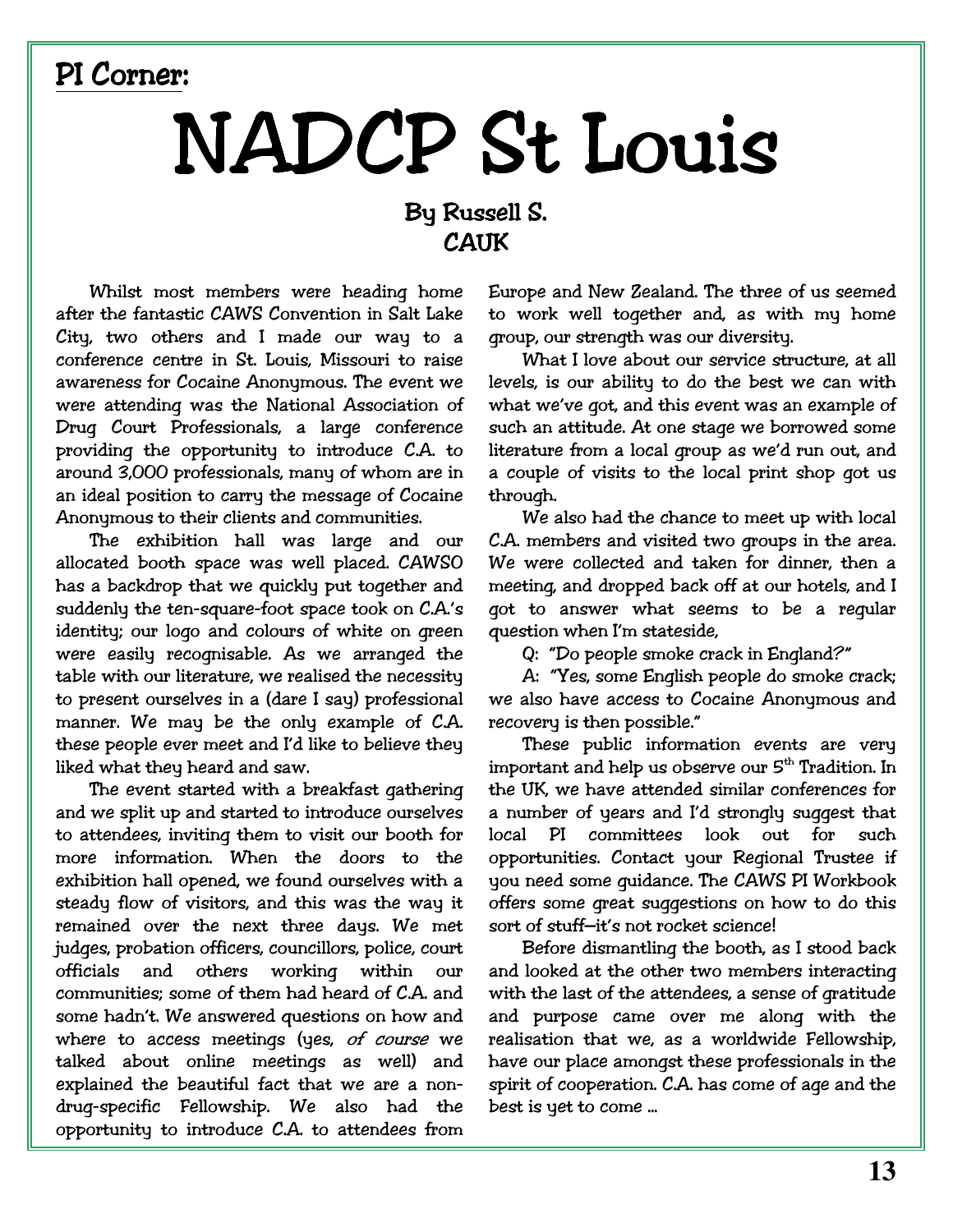PI Corner:

# NADCP St Louis

### By Russell S.
### CAUK

Whilst most members were heading home after the fantastic CAWS Convention in Salt Lake City, two others and I made our way to a conference centre in St. Louis, Missouri to raise awareness for Cocaine Anonymous. The event we were attending was the National Association of Drug Court Professionals, a large conference providing the opportunity to introduce C.A. to around 3,000 professionals, many of whom are in an ideal position to carry the message of Cocaine Anonymous to their clients and communities.

The exhibition hall was large and our allocated booth space was well placed. CAWSO has a backdrop that we quickly put together and suddenly the ten-square-foot space took on C.A.'s identity; our logo and colours of white on green were easily recognisable. As we arranged the table with our literature, we realised the necessity to present ourselves in a (dare I say) professional manner. We may be the only example of C.A. these people ever meet and I'd like to believe they liked what they heard and saw.

The event started with a breakfast gathering and we split up and started to introduce ourselves to attendees, inviting them to visit our booth for more information. When the doors to the exhibition hall opened, we found ourselves with a steady flow of visitors, and this was the way it remained over the next three days. We met judges, probation officers, councillors, police, court officials and others working within our communities; some of them had heard of C.A. and some hadn't. We answered questions on how and where to access meetings (yes, *of course* we talked about online meetings as well) and explained the beautiful fact that we are a non-drug-specific Fellowship. We also had the opportunity to introduce C.A. to attendees from Europe and New Zealand. The three of us seemed to work well together and, as with my home group, our strength was our diversity.

What I love about our service structure, at all levels, is our ability to do the best we can with what we've got, and this event was an example of such an attitude. At one stage we borrowed some literature from a local group as we'd run out, and a couple of visits to the local print shop got us through.

We also had the chance to meet up with local C.A. members and visited two groups in the area. We were collected and taken for dinner, then a meeting, and dropped back off at our hotels, and I got to answer what seems to be a regular question when I'm stateside,

Q: "Do people smoke crack in England?"

A: "Yes, some English people do smoke crack; we also have access to Cocaine Anonymous and recovery is then possible."

These public information events are very important and help us observe our 5th Tradition. In the UK, we have attended similar conferences for a number of years and I'd strongly suggest that local PI committees look out for such opportunities. Contact your Regional Trustee if you need some guidance. The CAWS PI Workbook offers some great suggestions on how to do this sort of stuff—it's not rocket science!

Before dismantling the booth, as I stood back and looked at the other two members interacting with the last of the attendees, a sense of gratitude and purpose came over me along with the realisation that we, as a worldwide Fellowship, have our place amongst these professionals in the spirit of cooperation. C.A. has come of age and the best is yet to come …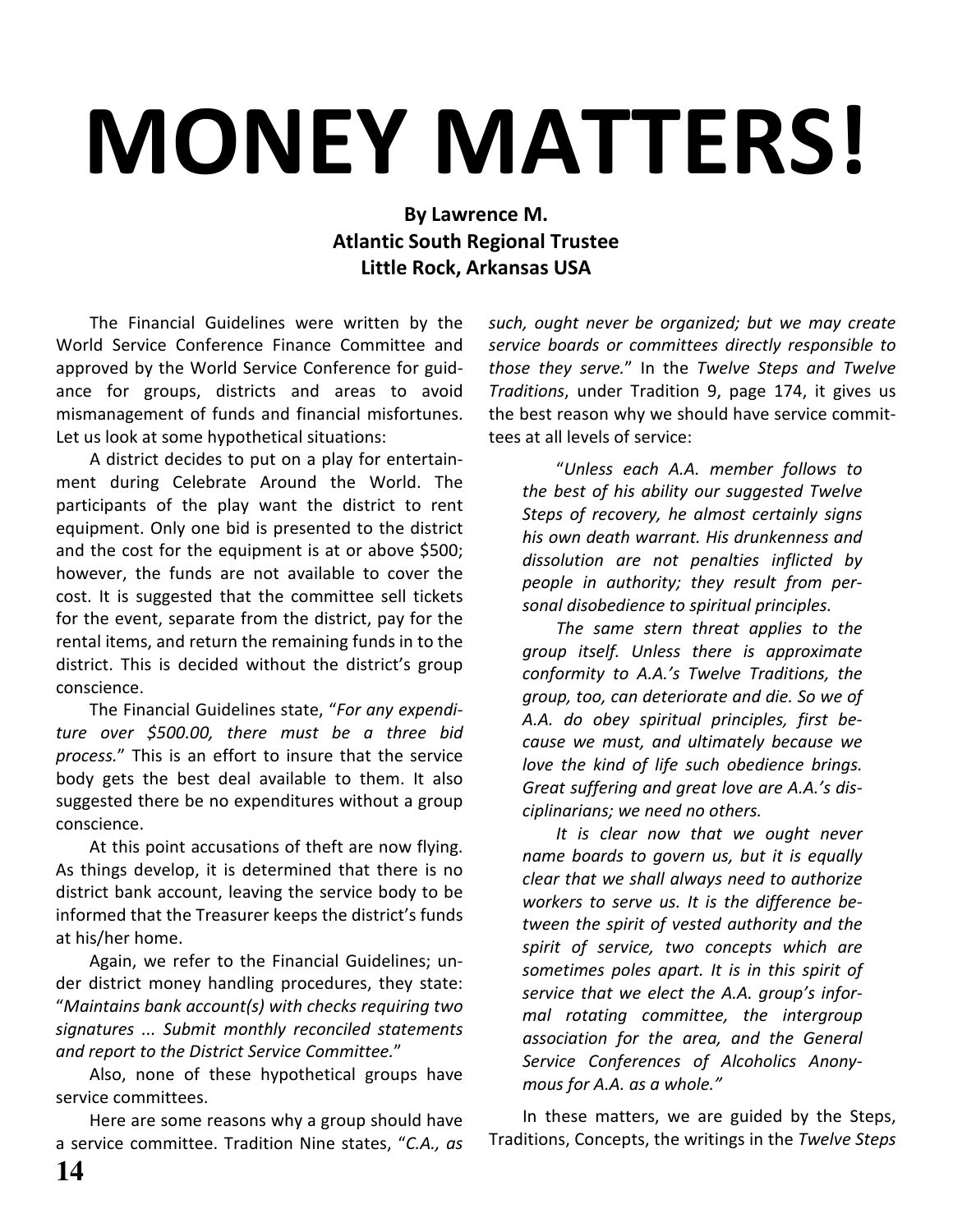# MONEY MATTERS!

**By Lawrence M.**
**Atlantic South Regional Trustee**
**Little Rock, Arkansas USA**

The Financial Guidelines were written by the World Service Conference Finance Committee and approved by the World Service Conference for guidance for groups, districts and areas to avoid mismanagement of funds and financial misfortunes. Let us look at some hypothetical situations:

A district decides to put on a play for entertainment during Celebrate Around the World. The participants of the play want the district to rent equipment. Only one bid is presented to the district and the cost for the equipment is at or above $500; however, the funds are not available to cover the cost. It is suggested that the committee sell tickets for the event, separate from the district, pay for the rental items, and return the remaining funds in to the district. This is decided without the district's group conscience.

The Financial Guidelines state, "*For any expenditure over $500.00, there must be a three bid process.*" This is an effort to insure that the service body gets the best deal available to them. It also suggested there be no expenditures without a group conscience.

At this point accusations of theft are now flying. As things develop, it is determined that there is no district bank account, leaving the service body to be informed that the Treasurer keeps the district's funds at his/her home.

Again, we refer to the Financial Guidelines; under district money handling procedures, they state: "*Maintains bank account(s) with checks requiring two signatures ... Submit monthly reconciled statements and report to the District Service Committee.*"

Also, none of these hypothetical groups have service committees.

Here are some reasons why a group should have a service committee. Tradition Nine states, "*C.A., as such, ought never be organized; but we may create service boards or committees directly responsible to those they serve.*" In the *Twelve Steps and Twelve Traditions*, under Tradition 9, page 174, it gives us the best reason why we should have service committees at all levels of service:

> "*Unless each A.A. member follows to the best of his ability our suggested Twelve Steps of recovery, he almost certainly signs his own death warrant. His drunkenness and dissolution are not penalties inflicted by people in authority; they result from personal disobedience to spiritual principles.*
>
> *The same stern threat applies to the group itself. Unless there is approximate conformity to A.A.'s Twelve Traditions, the group, too, can deteriorate and die. So we of A.A. do obey spiritual principles, first because we must, and ultimately because we love the kind of life such obedience brings. Great suffering and great love are A.A.'s disciplinarians; we need no others.*
>
> *It is clear now that we ought never name boards to govern us, but it is equally clear that we shall always need to authorize workers to serve us. It is the difference between the spirit of vested authority and the spirit of service, two concepts which are sometimes poles apart. It is in this spirit of service that we elect the A.A. group's informal rotating committee, the intergroup association for the area, and the General Service Conferences of Alcoholics Anonymous for A.A. as a whole.*"

In these matters, we are guided by the Steps, Traditions, Concepts, the writings in the *Twelve Steps*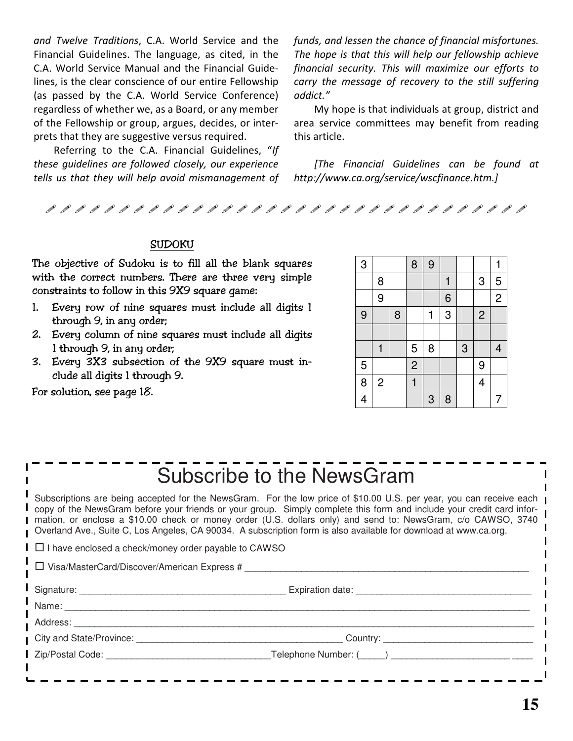and Twelve Traditions*, C.A. World Service and the Financial Guidelines. The language, as cited, in the C.A. World Service Manual and the Financial Guidelines, is the clear conscience of our entire Fellowship (as passed by the C.A. World Service Conference) regardless of whether we, as a Board, or any member of the Fellowship or group, argues, decides, or interprets that they are suggestive versus required.

Referring to the C.A. Financial Guidelines, "*If these guidelines are followed closely, our experience tells us that they will help avoid mismanagement of funds, and lessen the chance of financial misfortunes. The hope is that this will help our fellowship achieve financial security. This will maximize our efforts to carry the message of recovery to the still suffering addict.*"

My hope is that individuals at group, district and area service committees may benefit from reading this article.

*[The Financial Guidelines can be found at http://www.ca.org/service/wscfinance.htm.]*

## SUDOKU

The objective of Sudoku is to fill all the blank squares with the correct numbers. There are three very simple constraints to follow in this 9X9 square game:

1. Every row of nine squares must include all digits 1 through 9, in any order;
2. Every column of nine squares must include all digits 1 through 9, in any order;
3. Every 3X3 subsection of the 9X9 square must include all digits 1 through 9.

For solution, see page 18.

| | | | | | | | | |
|---|---|---|---|---|---|---|---|---|
| 3 | | | 8 | 9 | | | | 1 |
| | 8 | | | | 1 | | 3 | 5 |
| | 9 | | | | 6 | | | 2 |
| 9 | | 8 | | 1 | 3 | | 2 | |
| | | | | | | | | |
| | 1 | | 5 | 8 | | 3 | | 4 |
| 5 | | | 2 | | | | 9 | |
| 8 | 2 | | 1 | | | | 4 | |
| 4 | | | | 3 | 8 | | | 7 |

# Subscribe to the NewsGram

Subscriptions are being accepted for the NewsGram. For the low price of $10.00 U.S. per year, you can receive each copy of the NewsGram before your friends or your group. Simply complete this form and include your credit card information, or enclose a $10.00 check or money order (U.S. dollars only) and send to: NewsGram, c/o CAWSO, 3740 Overland Ave., Suite C, Los Angeles, CA 90034. A subscription form is also available for download at www.ca.org.

☐ I have enclosed a check/money order payable to CAWSO

☐ Visa/MasterCard/Discover/American Express # ______________________________

Signature: ______________________ Expiration date: ______________________

Name: ______________________________________________

Address: ______________________________________________

City and State/Province: ______________________ Country: ______________________

Zip/Postal Code: ______________________ Telephone Number: (_____) ______________________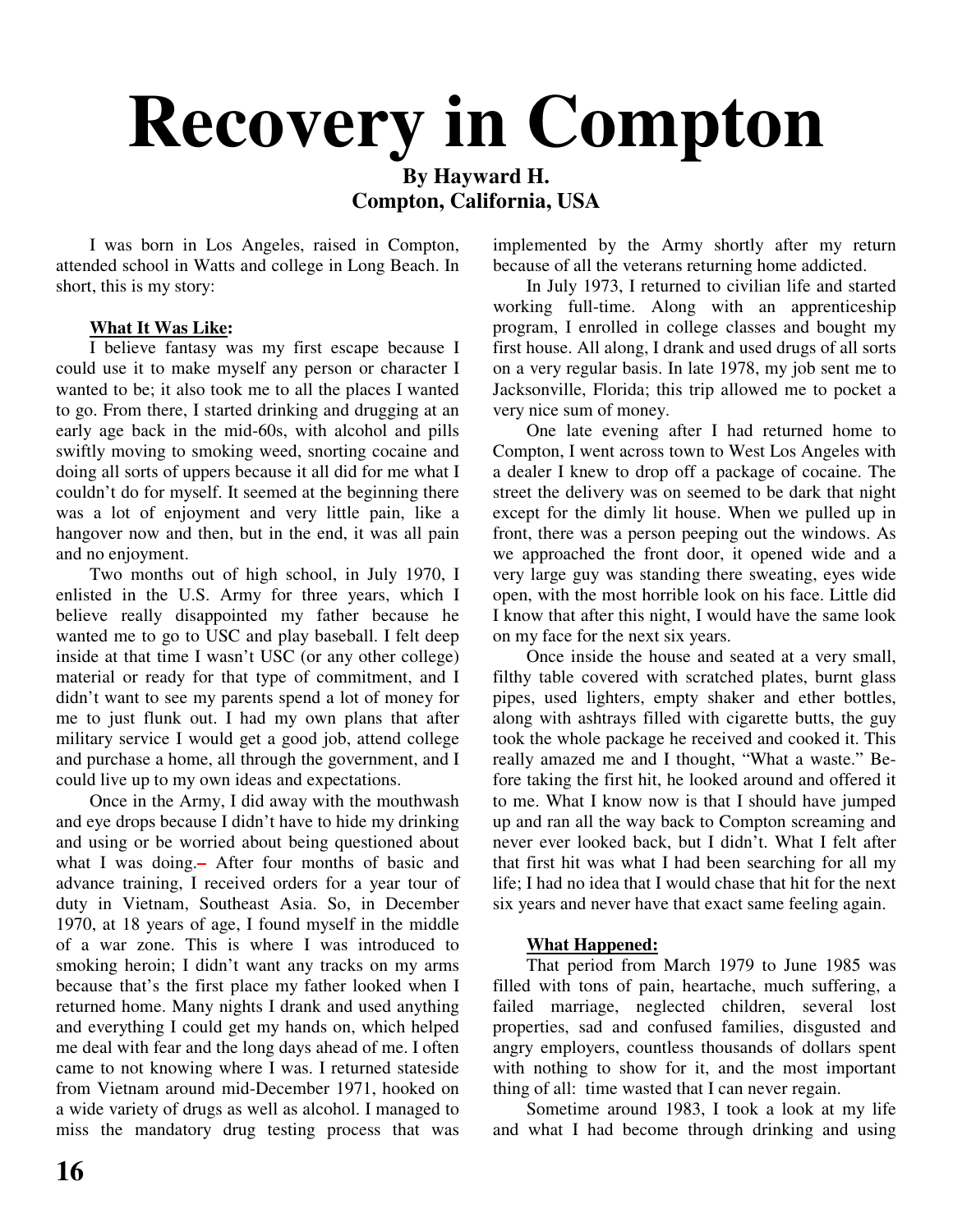# Recovery in Compton

**By Hayward H.**
**Compton, California, USA**

I was born in Los Angeles, raised in Compton, attended school in Watts and college in Long Beach. In short, this is my story:

**What It Was Like:**

I believe fantasy was my first escape because I could use it to make myself any person or character I wanted to be; it also took me to all the places I wanted to go. From there, I started drinking and drugging at an early age back in the mid-60s, with alcohol and pills swiftly moving to smoking weed, snorting cocaine and doing all sorts of uppers because it all did for me what I couldn't do for myself. It seemed at the beginning there was a lot of enjoyment and very little pain, like a hangover now and then, but in the end, it was all pain and no enjoyment.

Two months out of high school, in July 1970, I enlisted in the U.S. Army for three years, which I believe really disappointed my father because he wanted me to go to USC and play baseball. I felt deep inside at that time I wasn't USC (or any other college) material or ready for that type of commitment, and I didn't want to see my parents spend a lot of money for me to just flunk out. I had my own plans that after military service I would get a good job, attend college and purchase a home, all through the government, and I could live up to my own ideas and expectations.

Once in the Army, I did away with the mouthwash and eye drops because I didn't have to hide my drinking and using or be worried about being questioned about what I was doing.– After four months of basic and advance training, I received orders for a year tour of duty in Vietnam, Southeast Asia. So, in December 1970, at 18 years of age, I found myself in the middle of a war zone. This is where I was introduced to smoking heroin; I didn't want any tracks on my arms because that's the first place my father looked when I returned home. Many nights I drank and used anything and everything I could get my hands on, which helped me deal with fear and the long days ahead of me. I often came to not knowing where I was. I returned stateside from Vietnam around mid-December 1971, hooked on a wide variety of drugs as well as alcohol. I managed to miss the mandatory drug testing process that was implemented by the Army shortly after my return because of all the veterans returning home addicted.

In July 1973, I returned to civilian life and started working full-time. Along with an apprenticeship program, I enrolled in college classes and bought my first house. All along, I drank and used drugs of all sorts on a very regular basis. In late 1978, my job sent me to Jacksonville, Florida; this trip allowed me to pocket a very nice sum of money.

One late evening after I had returned home to Compton, I went across town to West Los Angeles with a dealer I knew to drop off a package of cocaine. The street the delivery was on seemed to be dark that night except for the dimly lit house. When we pulled up in front, there was a person peeping out the windows. As we approached the front door, it opened wide and a very large guy was standing there sweating, eyes wide open, with the most horrible look on his face. Little did I know that after this night, I would have the same look on my face for the next six years.

Once inside the house and seated at a very small, filthy table covered with scratched plates, burnt glass pipes, used lighters, empty shaker and ether bottles, along with ashtrays filled with cigarette butts, the guy took the whole package he received and cooked it. This really amazed me and I thought, "What a waste." Before taking the first hit, he looked around and offered it to me. What I know now is that I should have jumped up and ran all the way back to Compton screaming and never ever looked back, but I didn't. What I felt after that first hit was what I had been searching for all my life; I had no idea that I would chase that hit for the next six years and never have that exact same feeling again.

**What Happened:**

That period from March 1979 to June 1985 was filled with tons of pain, heartache, much suffering, a failed marriage, neglected children, several lost properties, sad and confused families, disgusted and angry employers, countless thousands of dollars spent with nothing to show for it, and the most important thing of all: time wasted that I can never regain.

Sometime around 1983, I took a look at my life and what I had become through drinking and using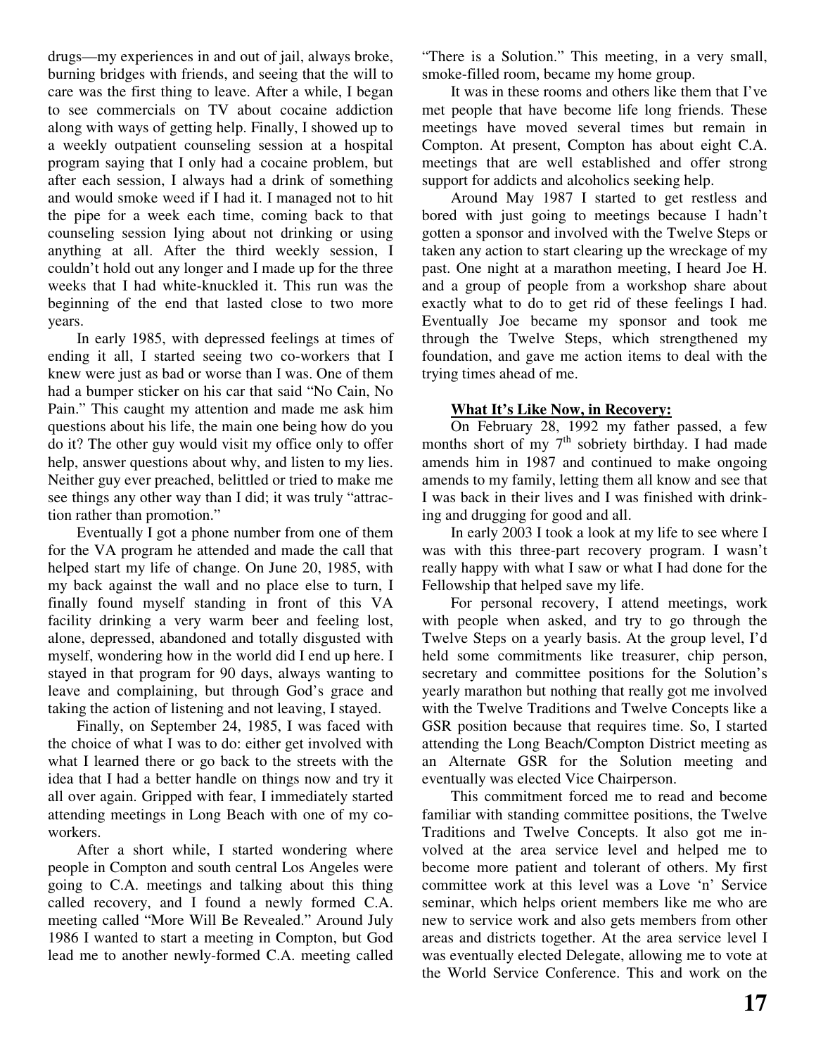drugs—my experiences in and out of jail, always broke, burning bridges with friends, and seeing that the will to care was the first thing to leave. After a while, I began to see commercials on TV about cocaine addiction along with ways of getting help. Finally, I showed up to a weekly outpatient counseling session at a hospital program saying that I only had a cocaine problem, but after each session, I always had a drink of something and would smoke weed if I had it. I managed not to hit the pipe for a week each time, coming back to that counseling session lying about not drinking or using anything at all. After the third weekly session, I couldn't hold out any longer and I made up for the three weeks that I had white-knuckled it. This run was the beginning of the end that lasted close to two more years.

In early 1985, with depressed feelings at times of ending it all, I started seeing two co-workers that I knew were just as bad or worse than I was. One of them had a bumper sticker on his car that said "No Cain, No Pain." This caught my attention and made me ask him questions about his life, the main one being how do you do it? The other guy would visit my office only to offer help, answer questions about why, and listen to my lies. Neither guy ever preached, belittled or tried to make me see things any other way than I did; it was truly "attraction rather than promotion."

Eventually I got a phone number from one of them for the VA program he attended and made the call that helped start my life of change. On June 20, 1985, with my back against the wall and no place else to turn, I finally found myself standing in front of this VA facility drinking a very warm beer and feeling lost, alone, depressed, abandoned and totally disgusted with myself, wondering how in the world did I end up here. I stayed in that program for 90 days, always wanting to leave and complaining, but through God's grace and taking the action of listening and not leaving, I stayed.

Finally, on September 24, 1985, I was faced with the choice of what I was to do: either get involved with what I learned there or go back to the streets with the idea that I had a better handle on things now and try it all over again. Gripped with fear, I immediately started attending meetings in Long Beach with one of my co-workers.

After a short while, I started wondering where people in Compton and south central Los Angeles were going to C.A. meetings and talking about this thing called recovery, and I found a newly formed C.A. meeting called "More Will Be Revealed." Around July 1986 I wanted to start a meeting in Compton, but God lead me to another newly-formed C.A. meeting called "There is a Solution." This meeting, in a very small, smoke-filled room, became my home group.

It was in these rooms and others like them that I've met people that have become life long friends. These meetings have moved several times but remain in Compton. At present, Compton has about eight C.A. meetings that are well established and offer strong support for addicts and alcoholics seeking help.

Around May 1987 I started to get restless and bored with just going to meetings because I hadn't gotten a sponsor and involved with the Twelve Steps or taken any action to start clearing up the wreckage of my past. One night at a marathon meeting, I heard Joe H. and a group of people from a workshop share about exactly what to do to get rid of these feelings I had. Eventually Joe became my sponsor and took me through the Twelve Steps, which strengthened my foundation, and gave me action items to deal with the trying times ahead of me.

**<u>What It's Like Now, in Recovery:</u>**

On February 28, 1992 my father passed, a few months short of my 7th sobriety birthday. I had made amends him in 1987 and continued to make ongoing amends to my family, letting them all know and see that I was back in their lives and I was finished with drinking and drugging for good and all.

In early 2003 I took a look at my life to see where I was with this three-part recovery program. I wasn't really happy with what I saw or what I had done for the Fellowship that helped save my life.

For personal recovery, I attend meetings, work with people when asked, and try to go through the Twelve Steps on a yearly basis. At the group level, I'd held some commitments like treasurer, chip person, secretary and committee positions for the Solution's yearly marathon but nothing that really got me involved with the Twelve Traditions and Twelve Concepts like a GSR position because that requires time. So, I started attending the Long Beach/Compton District meeting as an Alternate GSR for the Solution meeting and eventually was elected Vice Chairperson.

This commitment forced me to read and become familiar with standing committee positions, the Twelve Traditions and Twelve Concepts. It also got me involved at the area service level and helped me to become more patient and tolerant of others. My first committee work at this level was a Love 'n' Service seminar, which helps orient members like me who are new to service work and also gets members from other areas and districts together. At the area service level I was eventually elected Delegate, allowing me to vote at the World Service Conference. This and work on the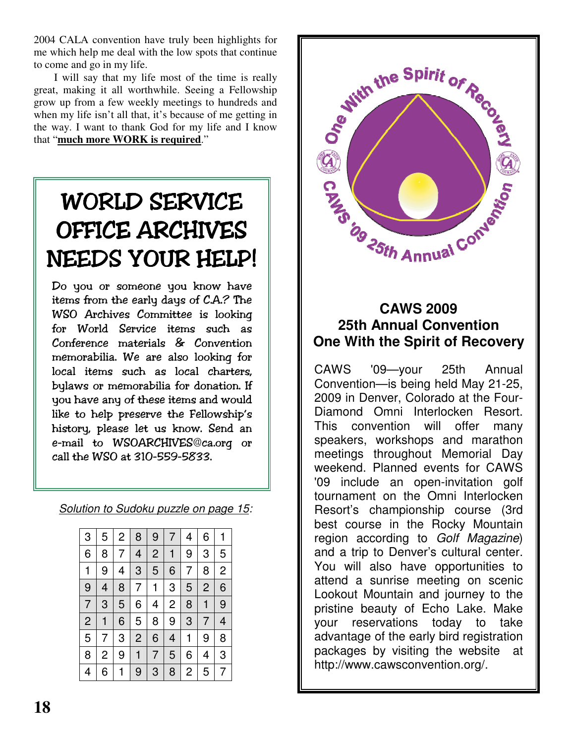2004 CALA convention have truly been highlights for me which help me deal with the low spots that continue to come and go in my life.

I will say that my life most of the time is really great, making it all worthwhile. Seeing a Fellowship grow up from a few weekly meetings to hundreds and when my life isn't all that, it's because of me getting in the way. I want to thank God for my life and I know that "**much more WORK is required**."

## WORLD SERVICE OFFICE ARCHIVES NEEDS YOUR HELP!

Do you or someone you know have items from the early days of C.A.? The WSO Archives Committee is looking for World Service items such as Conference materials & Convention memorabilia. We are also looking for local items such as local charters, bylaws or memorabilia for donation. If you have any of these items and would like to help preserve the Fellowship's history, please let us know. Send an e-mail to WSOARCHIVES@ca.org or call the WSO at 310-559-5833.

*Solution to Sudoku puzzle on page 15:*

| | | | | | | | | |
|---|---|---|---|---|---|---|---|---|
| 3 | 5 | 2 | 8 | 9 | 7 | 4 | 6 | 1 |
| 6 | 8 | 7 | 4 | 2 | 1 | 9 | 3 | 5 |
| 1 | 9 | 4 | 3 | 5 | 6 | 7 | 8 | 2 |
| 9 | 4 | 8 | 7 | 1 | 3 | 5 | 2 | 6 |
| 7 | 3 | 5 | 6 | 4 | 2 | 8 | 1 | 9 |
| 2 | 1 | 6 | 5 | 8 | 9 | 3 | 7 | 4 |
| 5 | 7 | 3 | 2 | 6 | 4 | 1 | 9 | 8 |
| 8 | 2 | 9 | 1 | 7 | 5 | 6 | 4 | 3 |
| 4 | 6 | 1 | 9 | 3 | 8 | 2 | 5 | 7 |

One With the Spirit of Recovery

CAWS '09 25th Annual Convention

## CAWS 2009 25th Annual Convention One With the Spirit of Recovery

CAWS '09—your 25th Annual Convention—is being held May 21-25, 2009 in Denver, Colorado at the Four-Diamond Omni Interlocken Resort. This convention will offer many speakers, workshops and marathon meetings throughout Memorial Day weekend. Planned events for CAWS '09 include an open-invitation golf tournament on the Omni Interlocken Resort's championship course (3rd best course in the Rocky Mountain region according to *Golf Magazine*) and a trip to Denver's cultural center. You will also have opportunities to attend a sunrise meeting on scenic Lookout Mountain and journey to the pristine beauty of Echo Lake. Make your reservations today to take advantage of the early bird registration packages by visiting the website at http://www.cawsconvention.org/.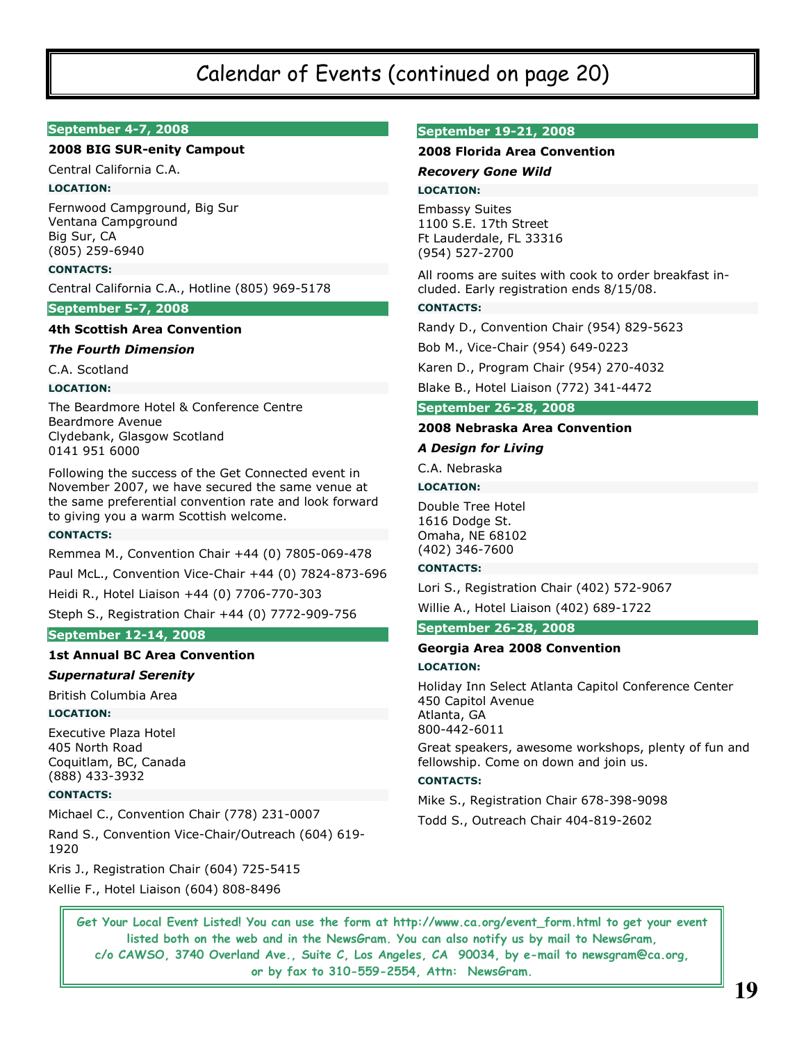# Calendar of Events (continued on page 20)

### September 4-7, 2008

**2008 BIG SUR-enity Campout**

Central California C.A.

**LOCATION:**

Fernwood Campground, Big Sur
Ventana Campground
Big Sur, CA
(805) 259-6940

**CONTACTS:**

Central California C.A., Hotline (805) 969-5178

### September 5-7, 2008

**4th Scottish Area Convention**

***The Fourth Dimension***

C.A. Scotland

**LOCATION:**

The Beardmore Hotel & Conference Centre
Beardmore Avenue
Clydebank, Glasgow Scotland
0141 951 6000

Following the success of the Get Connected event in November 2007, we have secured the same venue at the same preferential convention rate and look forward to giving you a warm Scottish welcome.

**CONTACTS:**

Remmea M., Convention Chair +44 (0) 7805-069-478

Paul McL., Convention Vice-Chair +44 (0) 7824-873-696

Heidi R., Hotel Liaison +44 (0) 7706-770-303

Steph S., Registration Chair +44 (0) 7772-909-756

### September 12-14, 2008

**1st Annual BC Area Convention**

***Supernatural Serenity***

British Columbia Area

**LOCATION:**

Executive Plaza Hotel
405 North Road
Coquitlam, BC, Canada
(888) 433-3932

**CONTACTS:**

Michael C., Convention Chair (778) 231-0007

Rand S., Convention Vice-Chair/Outreach (604) 619-1920

Kris J., Registration Chair (604) 725-5415

Kellie F., Hotel Liaison (604) 808-8496

### September 19-21, 2008

**2008 Florida Area Convention**

***Recovery Gone Wild***

**LOCATION:**

Embassy Suites
1100 S.E. 17th Street
Ft Lauderdale, FL 33316
(954) 527-2700

All rooms are suites with cook to order breakfast included. Early registration ends 8/15/08.

**CONTACTS:**

Randy D., Convention Chair (954) 829-5623

Bob M., Vice-Chair (954) 649-0223

Karen D., Program Chair (954) 270-4032

Blake B., Hotel Liaison (772) 341-4472

### September 26-28, 2008

**2008 Nebraska Area Convention**

***A Design for Living***

C.A. Nebraska

**LOCATION:**

Double Tree Hotel
1616 Dodge St.
Omaha, NE 68102
(402) 346-7600

**CONTACTS:**

Lori S., Registration Chair (402) 572-9067

Willie A., Hotel Liaison (402) 689-1722

### September 26-28, 2008

**Georgia Area 2008 Convention**

**LOCATION:**

Holiday Inn Select Atlanta Capitol Conference Center
450 Capitol Avenue
Atlanta, GA
800-442-6011

Great speakers, awesome workshops, plenty of fun and fellowship. Come on down and join us.

**CONTACTS:**

Mike S., Registration Chair 678-398-9098

Todd S., Outreach Chair 404-819-2602

**Get Your Local Event Listed! You can use the form at http://www.ca.org/event_form.html to get your event listed both on the web and in the NewsGram. You can also notify us by mail to NewsGram, c/o CAWSO, 3740 Overland Ave., Suite C, Los Angeles, CA 90034, by e-mail to newsgram@ca.org, or by fax to 310-559-2554, Attn: NewsGram.**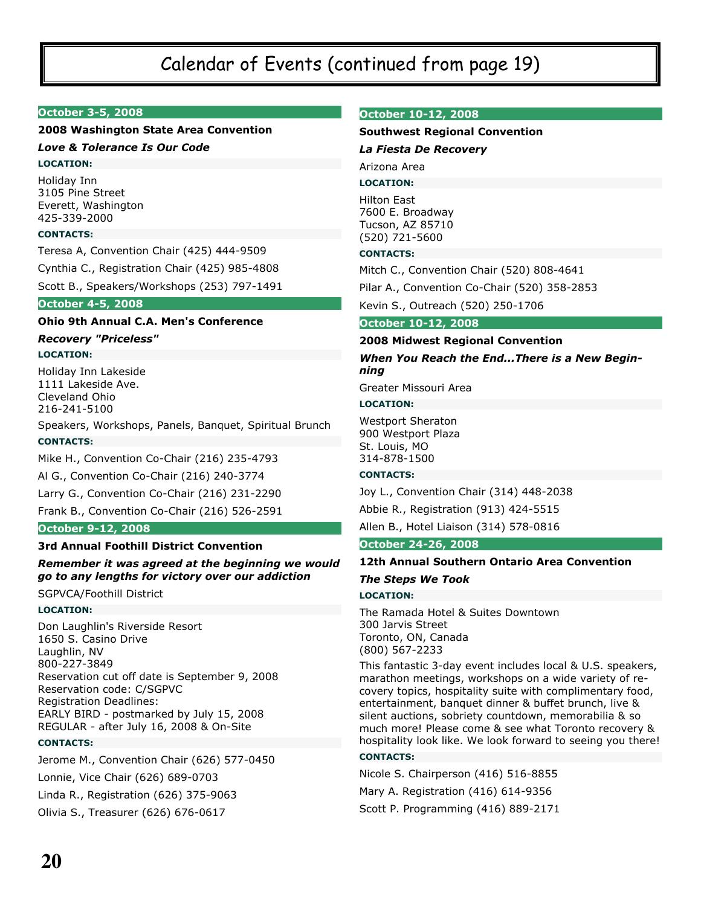# Calendar of Events (continued from page 19)

## October 3-5, 2008

**2008 Washington State Area Convention**

***Love & Tolerance Is Our Code***

**LOCATION:**

Holiday Inn
3105 Pine Street
Everett, Washington
425-339-2000

**CONTACTS:**

Teresa A, Convention Chair (425) 444-9509

Cynthia C., Registration Chair (425) 985-4808

Scott B., Speakers/Workshops (253) 797-1491

## October 4-5, 2008

**Ohio 9th Annual C.A. Men's Conference**

***Recovery "Priceless"***

**LOCATION:**

Holiday Inn Lakeside
1111 Lakeside Ave.
Cleveland Ohio
216-241-5100

Speakers, Workshops, Panels, Banquet, Spiritual Brunch

**CONTACTS:**

Mike H., Convention Co-Chair (216) 235-4793

Al G., Convention Co-Chair (216) 240-3774

Larry G., Convention Co-Chair (216) 231-2290

Frank B., Convention Co-Chair (216) 526-2591

## October 9-12, 2008

**3rd Annual Foothill District Convention**

***Remember it was agreed at the beginning we would go to any lengths for victory over our addiction***

SGPVCA/Foothill District

**LOCATION:**

Don Laughlin's Riverside Resort
1650 S. Casino Drive
Laughlin, NV
800-227-3849
Reservation cut off date is September 9, 2008
Reservation code: C/SGPVC
Registration Deadlines:
EARLY BIRD - postmarked by July 15, 2008
REGULAR - after July 16, 2008 & On-Site

**CONTACTS:**

Jerome M., Convention Chair (626) 577-0450

Lonnie, Vice Chair (626) 689-0703

Linda R., Registration (626) 375-9063

Olivia S., Treasurer (626) 676-0617

## October 10-12, 2008

**Southwest Regional Convention**

***La Fiesta De Recovery***

Arizona Area

**LOCATION:**

Hilton East
7600 E. Broadway
Tucson, AZ 85710
(520) 721-5600

**CONTACTS:**

Mitch C., Convention Chair (520) 808-4641

Pilar A., Convention Co-Chair (520) 358-2853

Kevin S., Outreach (520) 250-1706

## October 10-12, 2008

**2008 Midwest Regional Convention**

***When You Reach the End...There is a New Beginning***

Greater Missouri Area

**LOCATION:**

Westport Sheraton
900 Westport Plaza
St. Louis, MO
314-878-1500

**CONTACTS:**

Joy L., Convention Chair (314) 448-2038

Abbie R., Registration (913) 424-5515

Allen B., Hotel Liaison (314) 578-0816

## October 24-26, 2008

**12th Annual Southern Ontario Area Convention**

***The Steps We Took***

**LOCATION:**

The Ramada Hotel & Suites Downtown
300 Jarvis Street
Toronto, ON, Canada
(800) 567-2233

This fantastic 3-day event includes local & U.S. speakers, marathon meetings, workshops on a wide variety of recovery topics, hospitality suite with complimentary food, entertainment, banquet dinner & buffet brunch, live & silent auctions, sobriety countdown, memorabilia & so much more! Please come & see what Toronto recovery & hospitality look like. We look forward to seeing you there!

**CONTACTS:**

Nicole S. Chairperson (416) 516-8855

Mary A. Registration (416) 614-9356

Scott P. Programming (416) 889-2171